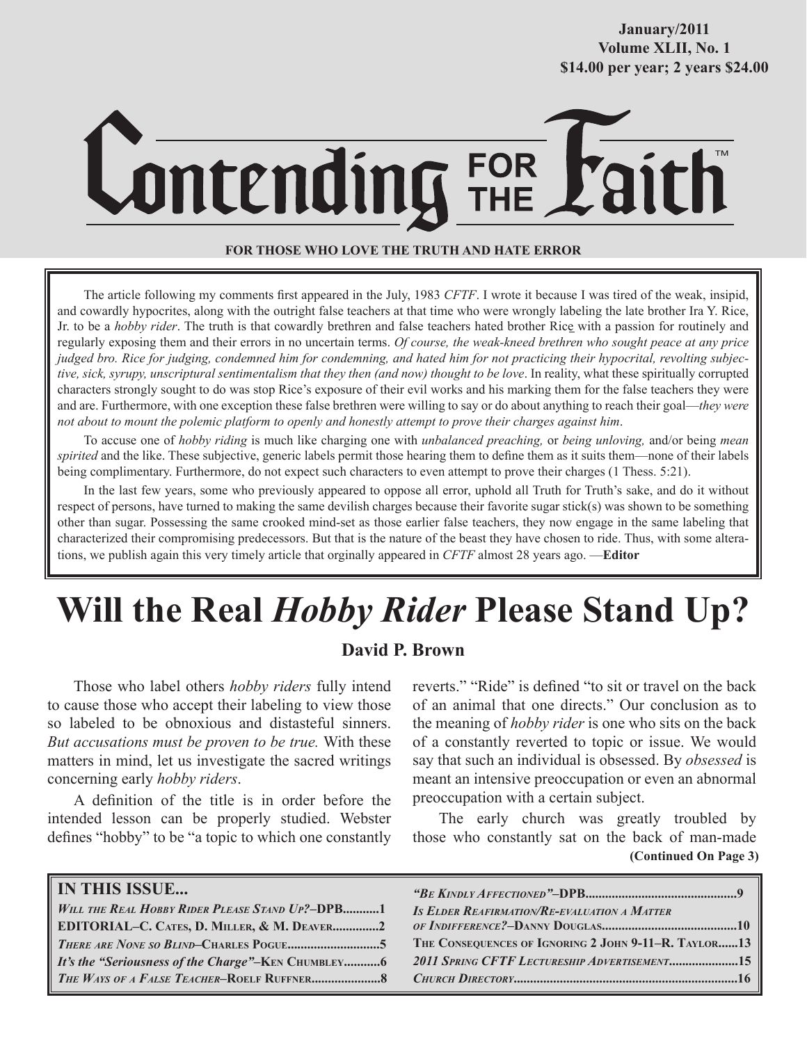January/2011
Volume XLII, No. 1
$14.00 per year; 2 years $24.00

# Contending FOR THE Faith™

**FOR THOSE WHO LOVE THE TRUTH AND HATE ERROR**

The article following my comments first appeared in the July, 1983 *CFTF*. I wrote it because I was tired of the weak, insipid, and cowardly hypocrites, along with the outright false teachers at that time who were wrongly labeling the late brother Ira Y. Rice, Jr. to be a *hobby rider*. The truth is that cowardly brethren and false teachers hated brother Rice with a passion for routinely and regularly exposing them and their errors in no uncertain terms. *Of course, the weak-kneed brethren who sought peace at any price judged bro. Rice for judging, condemned him for condemning, and hated him for not practicing their hypocritical, revolting subjective, sick, syrupy, unscriptural sentimentalism that they then (and now) thought to be love*. In reality, what these spiritually corrupted characters strongly sought to do was stop Rice's exposure of their evil works and his marking them for the false teachers they were and are. Furthermore, with one exception these false brethren were willing to say or do about anything to reach their goal—*they were not about to mount the polemic platform to openly and honestly attempt to prove their charges against him*.

To accuse one of *hobby riding* is much like charging one with *unbalanced preaching,* or *being unloving,* and/or being *mean spirited* and the like. These subjective, generic labels permit those hearing them to define them as it suits them—none of their labels being complimentary. Furthermore, do not expect such characters to even attempt to prove their charges (1 Thess. 5:21).

In the last few years, some who previously appeared to oppose all error, uphold all Truth for Truth's sake, and do it without respect of persons, have turned to making the same devilish charges because their favorite sugar stick(s) was shown to be something other than sugar. Possessing the same crooked mind-set as those earlier false teachers, they now engage in the same labeling that characterized their compromising predecessors. But that is the nature of the beast they have chosen to ride. Thus, with some alterations, we publish again this very timely article that orginally appeared in *CFTF* almost 28 years ago. —**Editor**

# Will the Real *Hobby Rider* Please Stand Up?

**David P. Brown**

Those who label others *hobby riders* fully intend to cause those who accept their labeling to view those so labeled to be obnoxious and distasteful sinners. *But accusations must be proven to be true.* With these matters in mind, let us investigate the sacred writings concerning early *hobby riders*.

A definition of the title is in order before the intended lesson can be properly studied. Webster defines "hobby" to be "a topic to which one constantly reverts." "Ride" is defined "to sit or travel on the back of an animal that one directs." Our conclusion as to the meaning of *hobby rider* is one who sits on the back of a constantly reverted to topic or issue. We would say that such an individual is obsessed. By *obsessed* is meant an intensive preoccupation or even an abnormal preoccupation with a certain subject.

The early church was greatly troubled by those who constantly sat on the back of man-made

**(Continued On Page 3)**

**IN THIS ISSUE...**

- *Will the Real Hobby Rider Please Stand Up?*–DPB...........1
- EDITORIAL–C. Cates, D. Miller, & M. Deaver..............2
- *There are None so Blind*–Charles Pogue............................5
- *It's the "Seriousness of the Charge"*–Ken Chumbley...........6
- *The Ways of a False Teacher*–Roelf Ruffner.....................8
- *"Be Kindly Affectioned"*–DPB.............................................9
- *Is Elder Reafirmation/Re-evaluation a Matter of Indifference?*–Danny Douglas........................................10
- The Consequences of Ignoring 2 John 9-11–R. Taylor......13
- *2011 Spring CFTF Lectureship Advertisement*.....................15
- *Church Directory*...................................................................16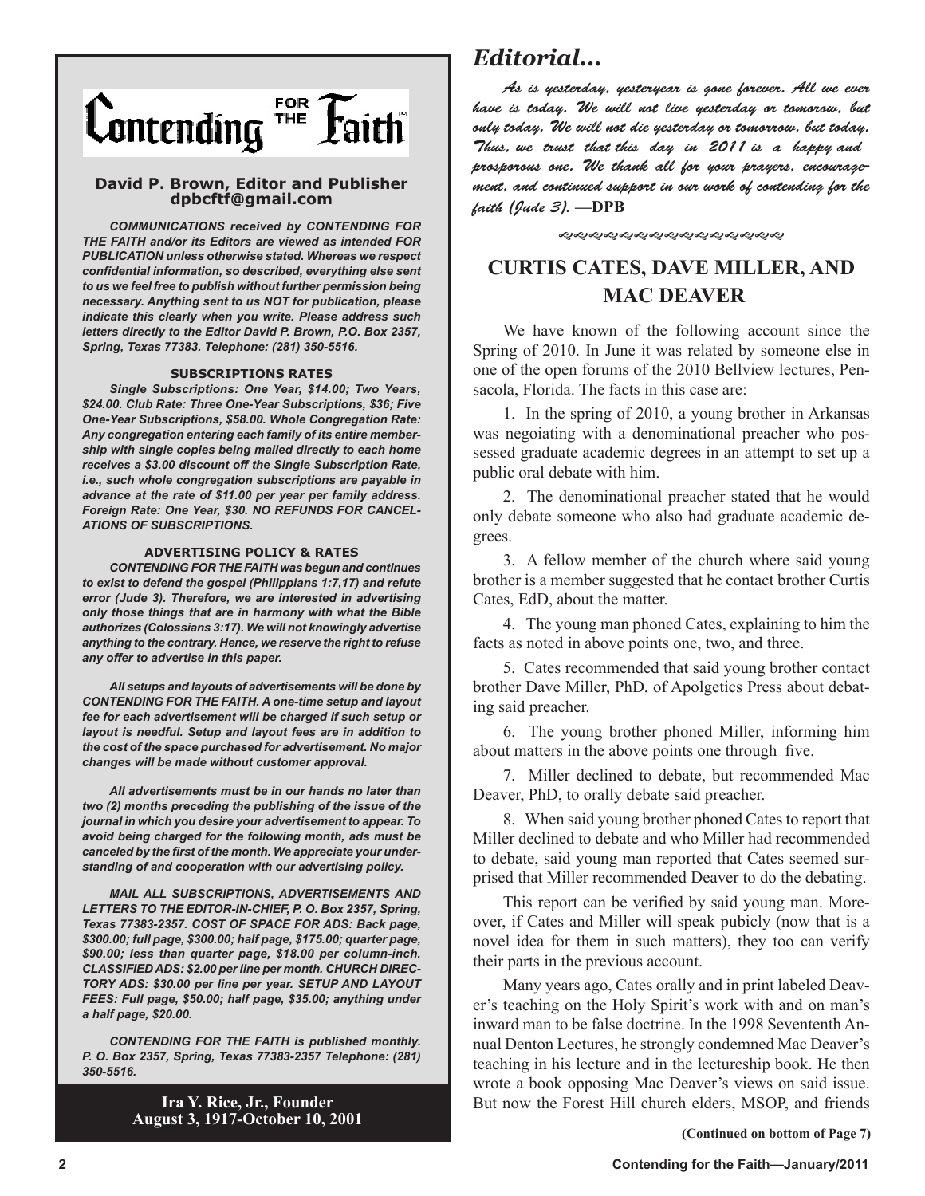# Contending FOR THE Faith™

**David P. Brown, Editor and Publisher**
**dpbcftf@gmail.com**

***COMMUNICATIONS received by CONTENDING FOR THE FAITH and/or its Editors are viewed as intended FOR PUBLICATION unless otherwise stated. Whereas we respect confidential information, so described, everything else sent to us we feel free to publish without further permission being necessary. Anything sent to us NOT for publication, please indicate this clearly when you write. Please address such letters directly to the Editor David P. Brown, P.O. Box 2357, Spring, Texas 77383. Telephone: (281) 350-5516.***

**SUBSCRIPTIONS RATES**

***Single Subscriptions: One Year, $14.00; Two Years, $24.00. Club Rate: Three One-Year Subscriptions, $36; Five One-Year Subscriptions, $58.00. Whole Congregation Rate: Any congregation entering each family of its entire membership with single copies being mailed directly to each home receives a $3.00 discount off the Single Subscription Rate, i.e., such whole congregation subscriptions are payable in advance at the rate of $11.00 per year per family address. Foreign Rate: One Year, $30. NO REFUNDS FOR CANCELATIONS OF SUBSCRIPTIONS.***

**ADVERTISING POLICY & RATES**

***CONTENDING FOR THE FAITH was begun and continues to exist to defend the gospel (Philippians 1:7,17) and refute error (Jude 3). Therefore, we are interested in advertising only those things that are in harmony with what the Bible authorizes (Colossians 3:17). We will not knowingly advertise anything to the contrary. Hence, we reserve the right to refuse any offer to advertise in this paper.***

***All setups and layouts of advertisements will be done by CONTENDING FOR THE FAITH. A one-time setup and layout fee for each advertisement will be charged if such setup or layout is needful. Setup and layout fees are in addition to the cost of the space purchased for advertisement. No major changes will be made without customer approval.***

***All advertisements must be in our hands no later than two (2) months preceding the publishing of the issue of the journal in which you desire your advertisement to appear. To avoid being charged for the following month, ads must be canceled by the first of the month. We appreciate your understanding of and cooperation with our advertising policy.***

***MAIL ALL SUBSCRIPTIONS, ADVERTISEMENTS AND LETTERS TO THE EDITOR-IN-CHIEF, P. O. Box 2357, Spring, Texas 77383-2357. COST OF SPACE FOR ADS: Back page, $300.00; full page, $300.00; half page, $175.00; quarter page, $90.00; less than quarter page, $18.00 per column-inch. CLASSIFIED ADS: $2.00 per line per month. CHURCH DIRECTORY ADS: $30.00 per line per year. SETUP AND LAYOUT FEES: Full page, $50.00; half page, $35.00; anything under a half page, $20.00.***

***CONTENDING FOR THE FAITH is published monthly. P. O. Box 2357, Spring, Texas 77383-2357 Telephone: (281) 350-5516.***

**Ira Y. Rice, Jr., Founder**
**August 3, 1917-October 10, 2001**

## *Editorial...*

*As is yesterday, yesteryear is gone forever. All we ever have is today. We will not live yesterday or tomorow, but only today. We will not die yesterday or tomorrow, but today. Thus, we trust that this day in 2011 is a happy and prosperous one. We thank all for your prayers, encouragement, and continued support in our work of contending for the faith (Jude 3).* **—DPB**

## CURTIS CATES, DAVE MILLER, AND MAC DEAVER

We have known of the following account since the Spring of 2010. In June it was related by someone else in one of the open forums of the 2010 Bellview lectures, Pensacola, Florida. The facts in this case are:

1. In the spring of 2010, a young brother in Arkansas was negoiating with a denominational preacher who possessed graduate academic degrees in an attempt to set up a public oral debate with him.

2. The denominational preacher stated that he would only debate someone who also had graduate academic degrees.

3. A fellow member of the church where said young brother is a member suggested that he contact brother Curtis Cates, EdD, about the matter.

4. The young man phoned Cates, explaining to him the facts as noted in above points one, two, and three.

5. Cates recommended that said young brother contact brother Dave Miller, PhD, of Apolgetics Press about debating said preacher.

6. The young brother phoned Miller, informing him about matters in the above points one through five.

7. Miller declined to debate, but recommended Mac Deaver, PhD, to orally debate said preacher.

8. When said young brother phoned Cates to report that Miller declined to debate and who Miller had recommended to debate, said young man reported that Cates seemed surprised that Miller recommended Deaver to do the debating.

This report can be verified by said young man. Moreover, if Cates and Miller will speak pubicly (now that is a novel idea for them in such matters), they too can verify their parts in the previous account.

Many years ago, Cates orally and in print labeled Deaver's teaching on the Holy Spirit's work with and on man's inward man to be false doctrine. In the 1998 Sevententh Annual Denton Lectures, he strongly condemned Mac Deaver's teaching in his lecture and in the lectureship book. He then wrote a book opposing Mac Deaver's views on said issue. But now the Forest Hill church elders, MSOP, and friends

**(Continued on bottom of Page 7)**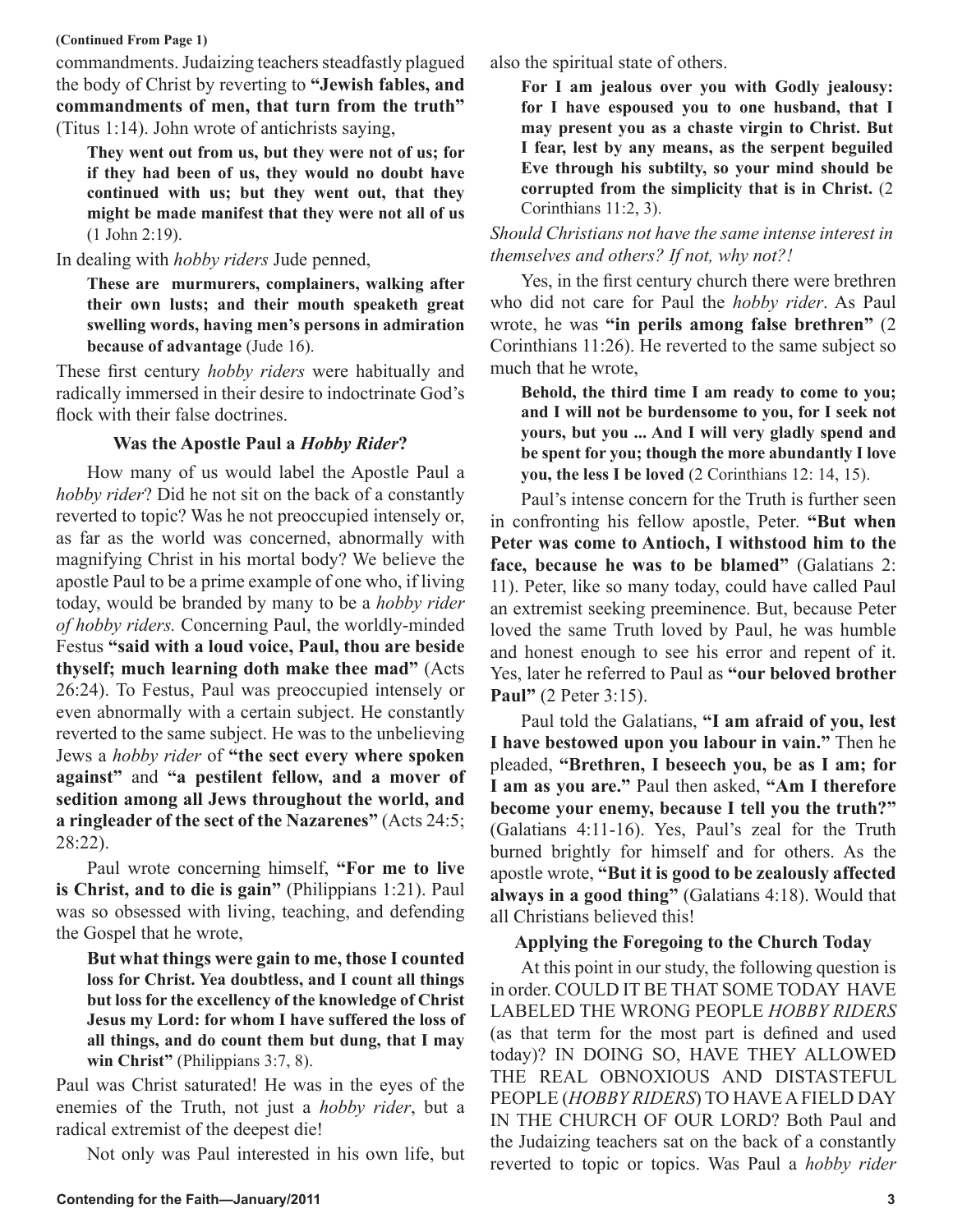(Continued From Page 1)

commandments. Judaizing teachers steadfastly plagued the body of Christ by reverting to **"Jewish fables, and commandments of men, that turn from the truth"** (Titus 1:14). John wrote of antichrists saying,

> **They went out from us, but they were not of us; for if they had been of us, they would no doubt have continued with us; but they went out, that they might be made manifest that they were not all of us** (1 John 2:19).

In dealing with *hobby riders* Jude penned,

> **These are murmurers, complainers, walking after their own lusts; and their mouth speaketh great swelling words, having men's persons in admiration because of advantage** (Jude 16).

These first century *hobby riders* were habitually and radically immersed in their desire to indoctrinate God's flock with their false doctrines.

### Was the Apostle Paul a *Hobby Rider*?

How many of us would label the Apostle Paul a *hobby rider*? Did he not sit on the back of a constantly reverted to topic? Was he not preoccupied intensely or, as far as the world was concerned, abnormally with magnifying Christ in his mortal body? We believe the apostle Paul to be a prime example of one who, if living today, would be branded by many to be a *hobby rider of hobby riders.* Concerning Paul, the worldly-minded Festus **"said with a loud voice, Paul, thou are beside thyself; much learning doth make thee mad"** (Acts 26:24). To Festus, Paul was preoccupied intensely or even abnormally with a certain subject. He constantly reverted to the same subject. He was to the unbelieving Jews a *hobby rider* of **"the sect every where spoken against"** and **"a pestilent fellow, and a mover of sedition among all Jews throughout the world, and a ringleader of the sect of the Nazarenes"** (Acts 24:5; 28:22).

Paul wrote concerning himself, **"For me to live is Christ, and to die is gain"** (Philippians 1:21). Paul was so obsessed with living, teaching, and defending the Gospel that he wrote,

> **But what things were gain to me, those I counted loss for Christ. Yea doubtless, and I count all things but loss for the excellency of the knowledge of Christ Jesus my Lord: for whom I have suffered the loss of all things, and do count them but dung, that I may win Christ"** (Philippians 3:7, 8).

Paul was Christ saturated! He was in the eyes of the enemies of the Truth, not just a *hobby rider*, but a radical extremist of the deepest die!

Not only was Paul interested in his own life, but also the spiritual state of others.

> **For I am jealous over you with Godly jealousy: for I have espoused you to one husband, that I may present you as a chaste virgin to Christ. But I fear, lest by any means, as the serpent beguiled Eve through his subtilty, so your mind should be corrupted from the simplicity that is in Christ.** (2 Corinthians 11:2, 3).

*Should Christians not have the same intense interest in themselves and others? If not, why not?!*

Yes, in the first century church there were brethren who did not care for Paul the *hobby rider*. As Paul wrote, he was **"in perils among false brethren"** (2 Corinthians 11:26). He reverted to the same subject so much that he wrote,

> **Behold, the third time I am ready to come to you; and I will not be burdensome to you, for I seek not yours, but you ... And I will very gladly spend and be spent for you; though the more abundantly I love you, the less I be loved** (2 Corinthians 12: 14, 15).

Paul's intense concern for the Truth is further seen in confronting his fellow apostle, Peter. **"But when Peter was come to Antioch, I withstood him to the face, because he was to be blamed"** (Galatians 2: 11). Peter, like so many today, could have called Paul an extremist seeking preeminence. But, because Peter loved the same Truth loved by Paul, he was humble and honest enough to see his error and repent of it. Yes, later he referred to Paul as **"our beloved brother Paul"** (2 Peter 3:15).

Paul told the Galatians, **"I am afraid of you, lest I have bestowed upon you labour in vain."** Then he pleaded, **"Brethren, I beseech you, be as I am; for I am as you are."** Paul then asked, **"Am I therefore become your enemy, because I tell you the truth?"** (Galatians 4:11-16). Yes, Paul's zeal for the Truth burned brightly for himself and for others. As the apostle wrote, **"But it is good to be zealously affected always in a good thing"** (Galatians 4:18). Would that all Christians believed this!

### Applying the Foregoing to the Church Today

At this point in our study, the following question is in order. COULD IT BE THAT SOME TODAY HAVE LABELED THE WRONG PEOPLE *HOBBY RIDERS* (as that term for the most part is defined and used today)? IN DOING SO, HAVE THEY ALLOWED THE REAL OBNOXIOUS AND DISTASTEFUL PEOPLE (*HOBBY RIDERS*) TO HAVE A FIELD DAY IN THE CHURCH OF OUR LORD? Both Paul and the Judaizing teachers sat on the back of a constantly reverted to topic or topics. Was Paul a *hobby rider*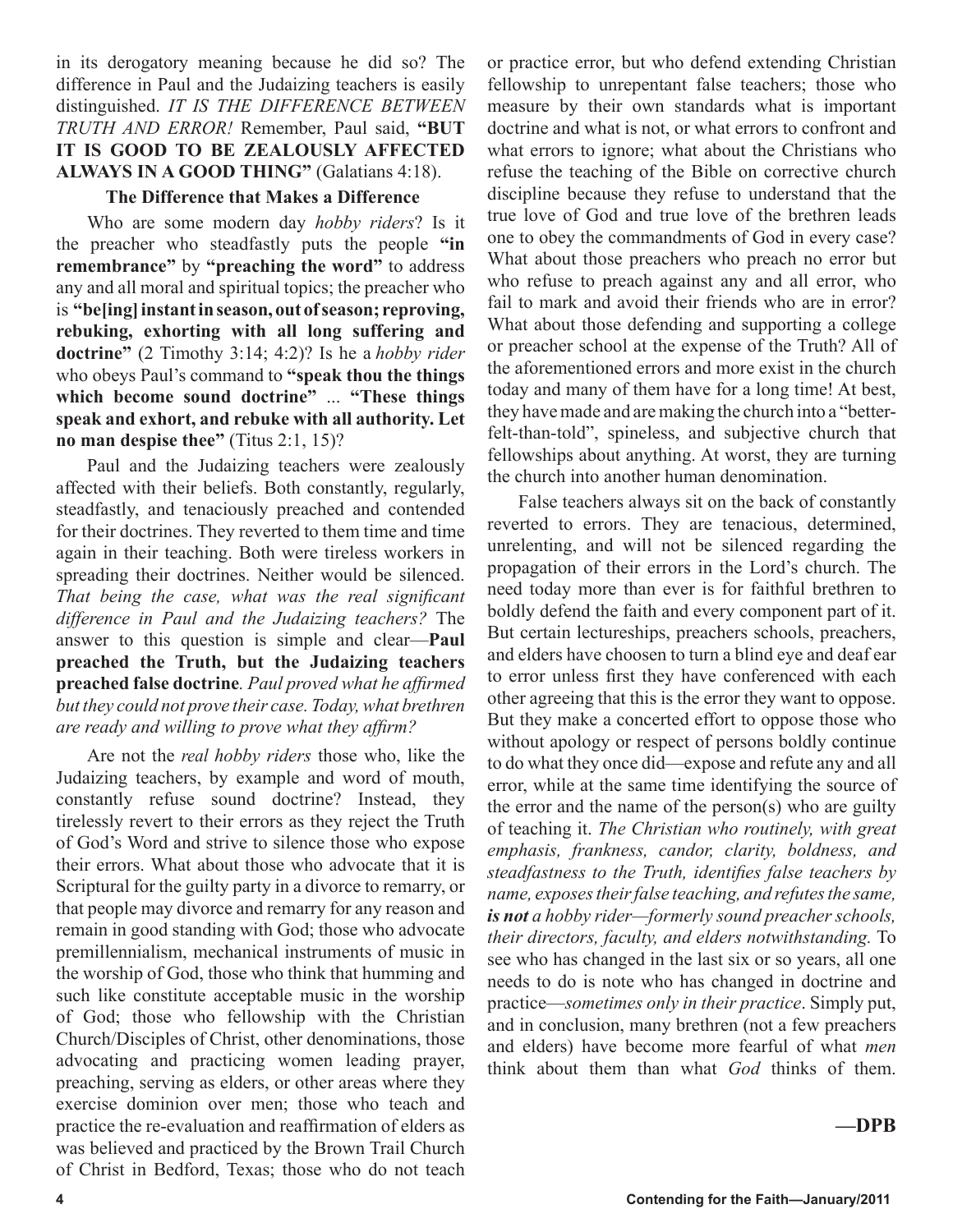in its derogatory meaning because he did so? The difference in Paul and the Judaizing teachers is easily distinguished. *IT IS THE DIFFERENCE BETWEEN TRUTH AND ERROR!* Remember, Paul said, **"BUT IT IS GOOD TO BE ZEALOUSLY AFFECTED ALWAYS IN A GOOD THING"** (Galatians 4:18).

### The Difference that Makes a Difference

Who are some modern day *hobby riders*? Is it the preacher who steadfastly puts the people **"in remembrance"** by **"preaching the word"** to address any and all moral and spiritual topics; the preacher who is **"be[ing] instant in season, out of season; reproving, rebuking, exhorting with all long suffering and doctrine"** (2 Timothy 3:14; 4:2)? Is he a *hobby rider* who obeys Paul's command to **"speak thou the things which become sound doctrine"** ... **"These things speak and exhort, and rebuke with all authority. Let no man despise thee"** (Titus 2:1, 15)?

Paul and the Judaizing teachers were zealously affected with their beliefs. Both constantly, regularly, steadfastly, and tenaciously preached and contended for their doctrines. They reverted to them time and time again in their teaching. Both were tireless workers in spreading their doctrines. Neither would be silenced. *That being the case, what was the real significant difference in Paul and the Judaizing teachers?* The answer to this question is simple and clear—**Paul preached the Truth, but the Judaizing teachers preached false doctrine**. *Paul proved what he affirmed but they could not prove their case. Today, what brethren are ready and willing to prove what they affirm?*

Are not the *real hobby riders* those who, like the Judaizing teachers, by example and word of mouth, constantly refuse sound doctrine? Instead, they tirelessly revert to their errors as they reject the Truth of God's Word and strive to silence those who expose their errors. What about those who advocate that it is Scriptural for the guilty party in a divorce to remarry, or that people may divorce and remarry for any reason and remain in good standing with God; those who advocate premillennialism, mechanical instruments of music in the worship of God, those who think that humming and such like constitute acceptable music in the worship of God; those who fellowship with the Christian Church/Disciples of Christ, other denominations, those advocating and practicing women leading prayer, preaching, serving as elders, or other areas where they exercise dominion over men; those who teach and practice the re-evaluation and reaffirmation of elders as was believed and practiced by the Brown Trail Church of Christ in Bedford, Texas; those who do not teach or practice error, but who defend extending Christian fellowship to unrepentant false teachers; those who measure by their own standards what is important doctrine and what is not, or what errors to confront and what errors to ignore; what about the Christians who refuse the teaching of the Bible on corrective church discipline because they refuse to understand that the true love of God and true love of the brethren leads one to obey the commandments of God in every case? What about those preachers who preach no error but who refuse to preach against any and all error, who fail to mark and avoid their friends who are in error? What about those defending and supporting a college or preacher school at the expense of the Truth? All of the aforementioned errors and more exist in the church today and many of them have for a long time! At best, they have made and are making the church into a "better-felt-than-told", spineless, and subjective church that fellowships about anything. At worst, they are turning the church into another human denomination.

False teachers always sit on the back of constantly reverted to errors. They are tenacious, determined, unrelenting, and will not be silenced regarding the propagation of their errors in the Lord's church. The need today more than ever is for faithful brethren to boldly defend the faith and every component part of it. But certain lectureships, preachers schools, preachers, and elders have choosen to turn a blind eye and deaf ear to error unless first they have conferenced with each other agreeing that this is the error they want to oppose. But they make a concerted effort to oppose those who without apology or respect of persons boldly continue to do what they once did—expose and refute any and all error, while at the same time identifying the source of the error and the name of the person(s) who are guilty of teaching it. *The Christian who routinely, with great emphasis, frankness, candor, clarity, boldness, and steadfastness to the Truth, identifies false teachers by name, exposes their false teaching, and refutes the same,* ***is not*** *a hobby rider—formerly sound preacher schools, their directors, faculty, and elders notwithstanding.* To see who has changed in the last six or so years, all one needs to do is note who has changed in doctrine and practice—*sometimes only in their practice*. Simply put, and in conclusion, many brethren (not a few preachers and elders) have become more fearful of what *men* think about them than what *God* thinks of them.

**—DPB**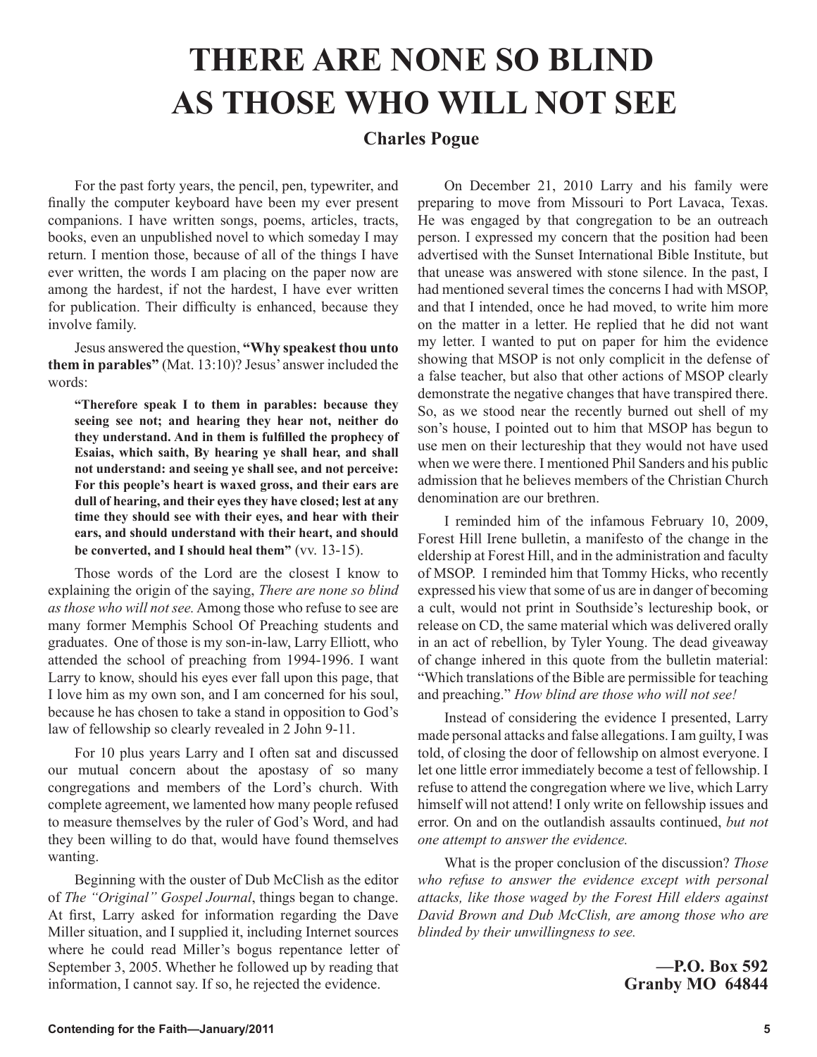# THERE ARE NONE SO BLIND AS THOSE WHO WILL NOT SEE

### Charles Pogue

For the past forty years, the pencil, pen, typewriter, and finally the computer keyboard have been my ever present companions. I have written songs, poems, articles, tracts, books, even an unpublished novel to which someday I may return. I mention those, because of all of the things I have ever written, the words I am placing on the paper now are among the hardest, if not the hardest, I have ever written for publication. Their difficulty is enhanced, because they involve family.

Jesus answered the question, **"Why speakest thou unto them in parables"** (Mat. 13:10)? Jesus' answer included the words:

> **"Therefore speak I to them in parables: because they seeing see not; and hearing they hear not, neither do they understand. And in them is fulfilled the prophecy of Esaias, which saith, By hearing ye shall hear, and shall not understand: and seeing ye shall see, and not perceive: For this people's heart is waxed gross, and their ears are dull of hearing, and their eyes they have closed; lest at any time they should see with their eyes, and hear with their ears, and should understand with their heart, and should be converted, and I should heal them"** (vv. 13-15).

Those words of the Lord are the closest I know to explaining the origin of the saying, *There are none so blind as those who will not see.* Among those who refuse to see are many former Memphis School Of Preaching students and graduates. One of those is my son-in-law, Larry Elliott, who attended the school of preaching from 1994-1996. I want Larry to know, should his eyes ever fall upon this page, that I love him as my own son, and I am concerned for his soul, because he has chosen to take a stand in opposition to God's law of fellowship so clearly revealed in 2 John 9-11.

For 10 plus years Larry and I often sat and discussed our mutual concern about the apostasy of so many congregations and members of the Lord's church. With complete agreement, we lamented how many people refused to measure themselves by the ruler of God's Word, and had they been willing to do that, would have found themselves wanting.

Beginning with the ouster of Dub McClish as the editor of *The "Original" Gospel Journal*, things began to change. At first, Larry asked for information regarding the Dave Miller situation, and I supplied it, including Internet sources where he could read Miller's bogus repentance letter of September 3, 2005. Whether he followed up by reading that information, I cannot say. If so, he rejected the evidence.

On December 21, 2010 Larry and his family were preparing to move from Missouri to Port Lavaca, Texas. He was engaged by that congregation to be an outreach person. I expressed my concern that the position had been advertised with the Sunset International Bible Institute, but that unease was answered with stone silence. In the past, I had mentioned several times the concerns I had with MSOP, and that I intended, once he had moved, to write him more on the matter in a letter. He replied that he did not want my letter. I wanted to put on paper for him the evidence showing that MSOP is not only complicit in the defense of a false teacher, but also that other actions of MSOP clearly demonstrate the negative changes that have transpired there. So, as we stood near the recently burned out shell of my son's house, I pointed out to him that MSOP has begun to use men on their lectureship that they would not have used when we were there. I mentioned Phil Sanders and his public admission that he believes members of the Christian Church denomination are our brethren.

I reminded him of the infamous February 10, 2009, Forest Hill Irene bulletin, a manifesto of the change in the eldership at Forest Hill, and in the administration and faculty of MSOP. I reminded him that Tommy Hicks, who recently expressed his view that some of us are in danger of becoming a cult, would not print in Southside's lectureship book, or release on CD, the same material which was delivered orally in an act of rebellion, by Tyler Young. The dead giveaway of change inhered in this quote from the bulletin material: "Which translations of the Bible are permissible for teaching and preaching." *How blind are those who will not see!*

Instead of considering the evidence I presented, Larry made personal attacks and false allegations. I am guilty, I was told, of closing the door of fellowship on almost everyone. I let one little error immediately become a test of fellowship. I refuse to attend the congregation where we live, which Larry himself will not attend! I only write on fellowship issues and error. On and on the outlandish assaults continued, *but not one attempt to answer the evidence.*

What is the proper conclusion of the discussion? *Those who refuse to answer the evidence except with personal attacks, like those waged by the Forest Hill elders against David Brown and Dub McClish, are among those who are blinded by their unwillingness to see.*

**—P.O. Box 592**
**Granby MO 64844**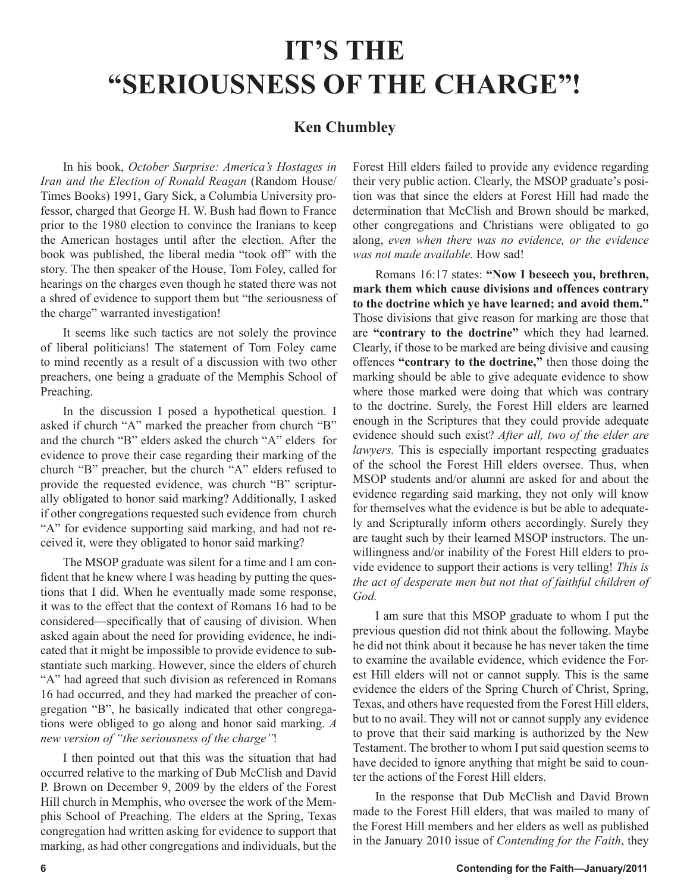# IT'S THE "SERIOUSNESS OF THE CHARGE"!

## Ken Chumbley

In his book, *October Surprise: America's Hostages in Iran and the Election of Ronald Reagan* (Random House/ Times Books) 1991, Gary Sick, a Columbia University professor, charged that George H. W. Bush had flown to France prior to the 1980 election to convince the Iranians to keep the American hostages until after the election. After the book was published, the liberal media "took off" with the story. The then speaker of the House, Tom Foley, called for hearings on the charges even though he stated there was not a shred of evidence to support them but "the seriousness of the charge" warranted investigation!

It seems like such tactics are not solely the province of liberal politicians! The statement of Tom Foley came to mind recently as a result of a discussion with two other preachers, one being a graduate of the Memphis School of Preaching.

In the discussion I posed a hypothetical question. I asked if church "A" marked the preacher from church "B" and the church "B" elders asked the church "A" elders for evidence to prove their case regarding their marking of the church "B" preacher, but the church "A" elders refused to provide the requested evidence, was church "B" scripturally obligated to honor said marking? Additionally, I asked if other congregations requested such evidence from church "A" for evidence supporting said marking, and had not received it, were they obligated to honor said marking?

The MSOP graduate was silent for a time and I am confident that he knew where I was heading by putting the questions that I did. When he eventually made some response, it was to the effect that the context of Romans 16 had to be considered—specifically that of causing of division. When asked again about the need for providing evidence, he indicated that it might be impossible to provide evidence to substantiate such marking. However, since the elders of church "A" had agreed that such division as referenced in Romans 16 had occurred, and they had marked the preacher of congregation "B", he basically indicated that other congregations were obliged to go along and honor said marking. *A new version of "the seriousness of the charge"*!

I then pointed out that this was the situation that had occurred relative to the marking of Dub McClish and David P. Brown on December 9, 2009 by the elders of the Forest Hill church in Memphis, who oversee the work of the Memphis School of Preaching. The elders at the Spring, Texas congregation had written asking for evidence to support that marking, as had other congregations and individuals, but the Forest Hill elders failed to provide any evidence regarding their very public action. Clearly, the MSOP graduate's position was that since the elders at Forest Hill had made the determination that McClish and Brown should be marked, other congregations and Christians were obligated to go along, *even when there was no evidence, or the evidence was not made available.* How sad!

Romans 16:17 states: **"Now I beseech you, brethren, mark them which cause divisions and offences contrary to the doctrine which ye have learned; and avoid them."** Those divisions that give reason for marking are those that are **"contrary to the doctrine"** which they had learned. Clearly, if those to be marked are being divisive and causing offences **"contrary to the doctrine,"** then those doing the marking should be able to give adequate evidence to show where those marked were doing that which was contrary to the doctrine. Surely, the Forest Hill elders are learned enough in the Scriptures that they could provide adequate evidence should such exist? *After all, two of the elder are lawyers.* This is especially important respecting graduates of the school the Forest Hill elders oversee. Thus, when MSOP students and/or alumni are asked for and about the evidence regarding said marking, they not only will know for themselves what the evidence is but be able to adequately and Scripturally inform others accordingly. Surely they are taught such by their learned MSOP instructors. The unwillingness and/or inability of the Forest Hill elders to provide evidence to support their actions is very telling! *This is the act of desperate men but not that of faithful children of God.*

I am sure that this MSOP graduate to whom I put the previous question did not think about the following. Maybe he did not think about it because he has never taken the time to examine the available evidence, which evidence the Forest Hill elders will not or cannot supply. This is the same evidence the elders of the Spring Church of Christ, Spring, Texas, and others have requested from the Forest Hill elders, but to no avail. They will not or cannot supply any evidence to prove that their said marking is authorized by the New Testament. The brother to whom I put said question seems to have decided to ignore anything that might be said to counter the actions of the Forest Hill elders.

In the response that Dub McClish and David Brown made to the Forest Hill elders, that was mailed to many of the Forest Hill members and her elders as well as published in the January 2010 issue of *Contending for the Faith*, they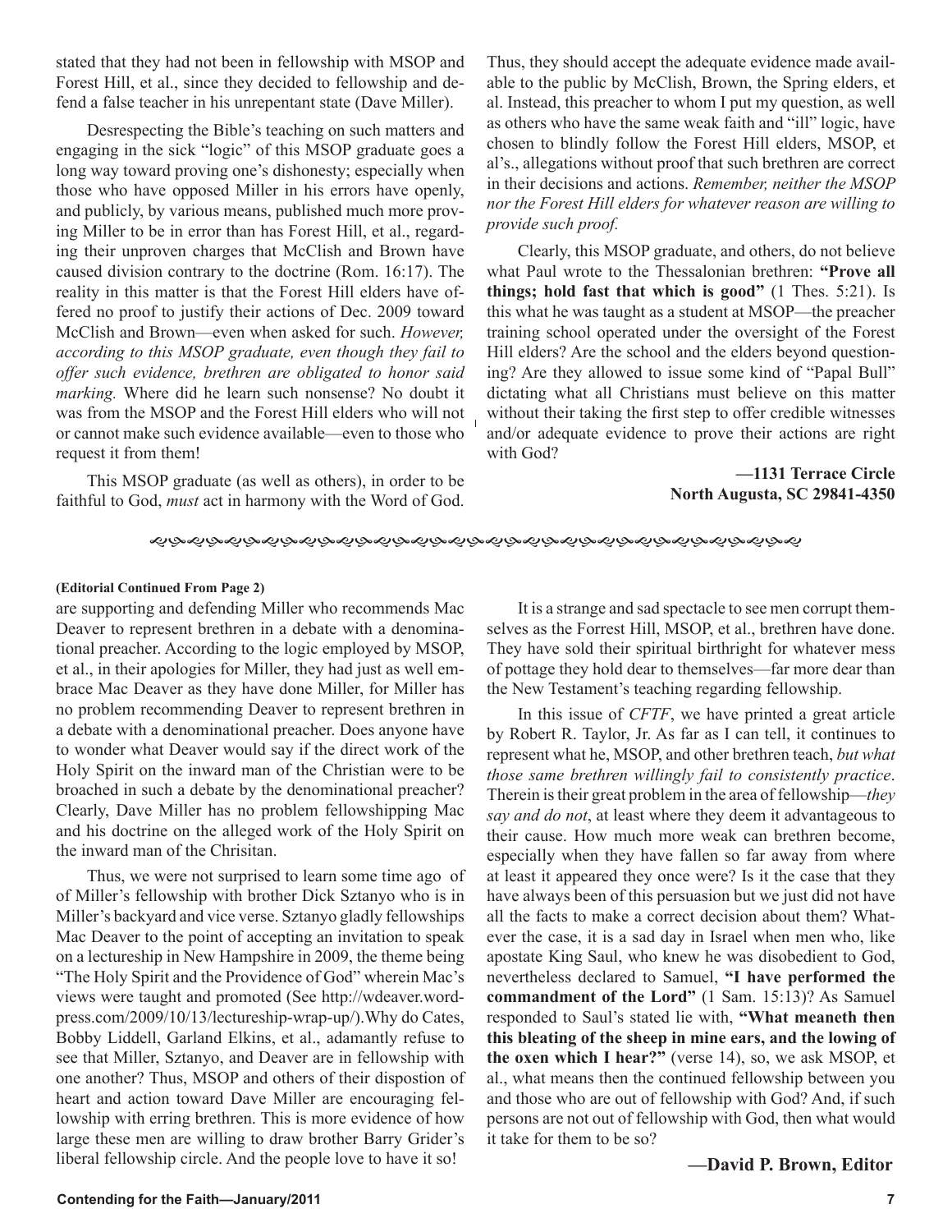stated that they had not been in fellowship with MSOP and Forest Hill, et al., since they decided to fellowship and defend a false teacher in his unrepentant state (Dave Miller).

Desrespecting the Bible's teaching on such matters and engaging in the sick "logic" of this MSOP graduate goes a long way toward proving one's dishonesty; especially when those who have opposed Miller in his errors have openly, and publicly, by various means, published much more proving Miller to be in error than has Forest Hill, et al., regarding their unproven charges that McClish and Brown have caused division contrary to the doctrine (Rom. 16:17). The reality in this matter is that the Forest Hill elders have offered no proof to justify their actions of Dec. 2009 toward McClish and Brown—even when asked for such. *However, according to this MSOP graduate, even though they fail to offer such evidence, brethren are obligated to honor said marking.* Where did he learn such nonsense? No doubt it was from the MSOP and the Forest Hill elders who will not or cannot make such evidence available—even to those who request it from them!

This MSOP graduate (as well as others), in order to be faithful to God, *must* act in harmony with the Word of God. Thus, they should accept the adequate evidence made available to the public by McClish, Brown, the Spring elders, et al. Instead, this preacher to whom I put my question, as well as others who have the same weak faith and "ill" logic, have chosen to blindly follow the Forest Hill elders, MSOP, et al's., allegations without proof that such brethren are correct in their decisions and actions. *Remember, neither the MSOP nor the Forest Hill elders for whatever reason are willing to provide such proof.*

Clearly, this MSOP graduate, and others, do not believe what Paul wrote to the Thessalonian brethren: **"Prove all things; hold fast that which is good"** (1 Thes. 5:21). Is this what he was taught as a student at MSOP—the preacher training school operated under the oversight of the Forest Hill elders? Are the school and the elders beyond questioning? Are they allowed to issue some kind of "Papal Bull" dictating what all Christians must believe on this matter without their taking the first step to offer credible witnesses and/or adequate evidence to prove their actions are right with God?

**—1131 Terrace Circle**
**North Augusta, SC 29841-4350**

---

**(Editorial Continued From Page 2)**

are supporting and defending Miller who recommends Mac Deaver to represent brethren in a debate with a denominational preacher. According to the logic employed by MSOP, et al., in their apologies for Miller, they had just as well embrace Mac Deaver as they have done Miller, for Miller has no problem recommending Deaver to represent brethren in a debate with a denominational preacher. Does anyone have to wonder what Deaver would say if the direct work of the Holy Spirit on the inward man of the Christian were to be broached in such a debate by the denominational preacher? Clearly, Dave Miller has no problem fellowshipping Mac and his doctrine on the alleged work of the Holy Spirit on the inward man of the Chrisitan.

Thus, we were not surprised to learn some time ago of of Miller's fellowship with brother Dick Sztanyo who is in Miller's backyard and vice verse. Sztanyo gladly fellowships Mac Deaver to the point of accepting an invitation to speak on a lectureship in New Hampshire in 2009, the theme being "The Holy Spirit and the Providence of God" wherein Mac's views were taught and promoted (See http://wdeaver.wordpress.com/2009/10/13/lectureship-wrap-up/).Why do Cates, Bobby Liddell, Garland Elkins, et al., adamantly refuse to see that Miller, Sztanyo, and Deaver are in fellowship with one another? Thus, MSOP and others of their dispostion of heart and action toward Dave Miller are encouraging fellowship with erring brethren. This is more evidence of how large these men are willing to draw brother Barry Grider's liberal fellowship circle. And the people love to have it so!

It is a strange and sad spectacle to see men corrupt themselves as the Forest Hill, MSOP, et al., brethren have done. They have sold their spiritual birthright for whatever mess of pottage they hold dear to themselves—far more dear than the New Testament's teaching regarding fellowship.

In this issue of *CFTF*, we have printed a great article by Robert R. Taylor, Jr. As far as I can tell, it continues to represent what he, MSOP, and other brethren teach, *but what those same brethren willingly fail to consistently practice*. Therein is their great problem in the area of fellowship—*they say and do not*, at least where they deem it advantageous to their cause. How much more weak can brethren become, especially when they have fallen so far away from where at least it appeared they once were? Is it the case that they have always been of this persuasion but we just did not have all the facts to make a correct decision about them? Whatever the case, it is a sad day in Israel when men who, like apostate King Saul, who knew he was disobedient to God, nevertheless declared to Samuel, **"I have performed the commandment of the Lord"** (1 Sam. 15:13)? As Samuel responded to Saul's stated lie with, **"What meaneth then this bleating of the sheep in mine ears, and the lowing of the oxen which I hear?"** (verse 14), so, we ask MSOP, et al., what means then the continued fellowship between you and those who are out of fellowship with God? And, if such persons are not out of fellowship with God, then what would it take for them to be so?

**—David P. Brown, Editor**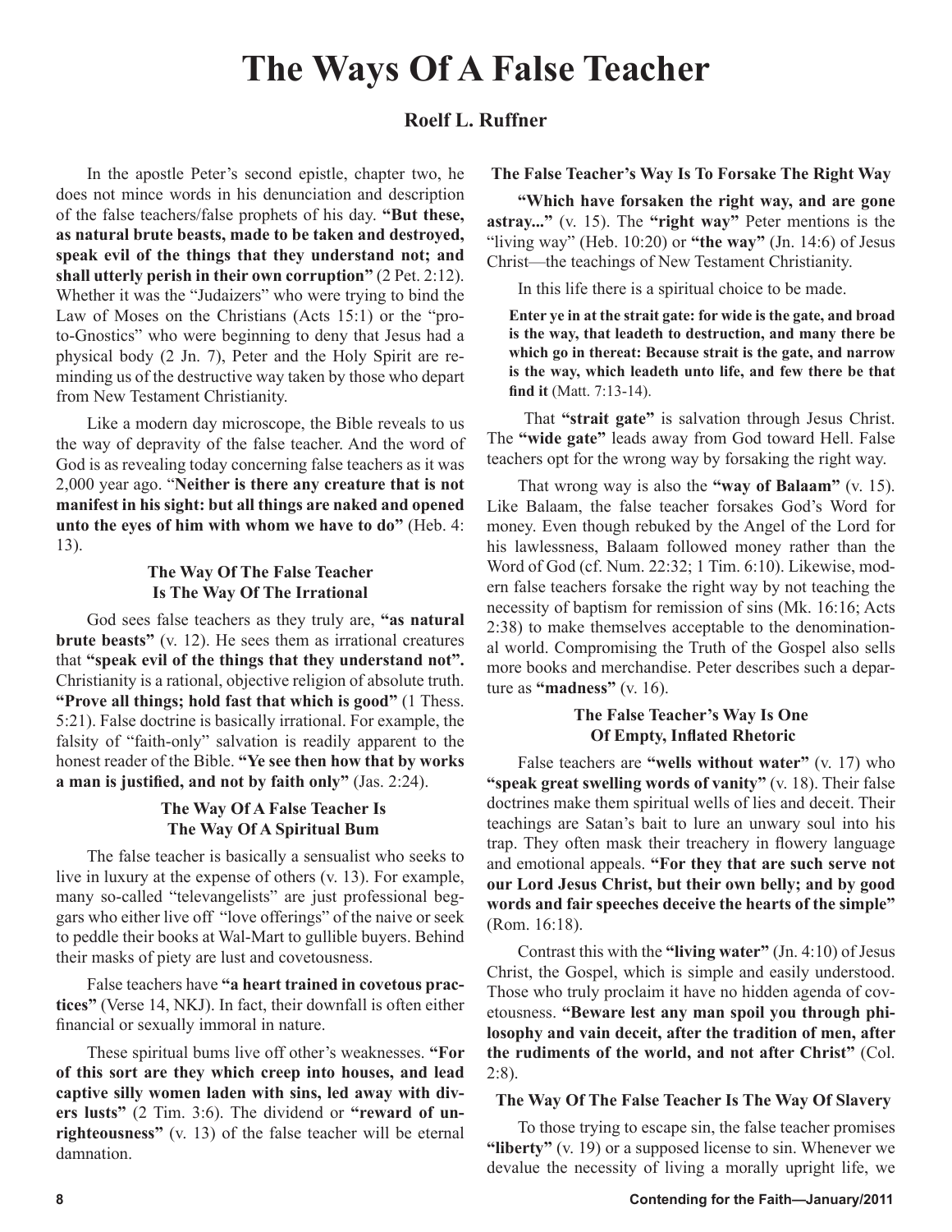# The Ways Of A False Teacher

**Roelf L. Ruffner**

In the apostle Peter's second epistle, chapter two, he does not mince words in his denunciation and description of the false teachers/false prophets of his day. **"But these, as natural brute beasts, made to be taken and destroyed, speak evil of the things that they understand not; and shall utterly perish in their own corruption"** (2 Pet. 2:12). Whether it was the "Judaizers" who were trying to bind the Law of Moses on the Christians (Acts 15:1) or the "proto-Gnostics" who were beginning to deny that Jesus had a physical body (2 Jn. 7), Peter and the Holy Spirit are reminding us of the destructive way taken by those who depart from New Testament Christianity.

Like a modern day microscope, the Bible reveals to us the way of depravity of the false teacher. And the word of God is as revealing today concerning false teachers as it was 2,000 year ago. "**Neither is there any creature that is not manifest in his sight: but all things are naked and opened unto the eyes of him with whom we have to do"** (Heb. 4: 13).

### The Way Of The False Teacher Is The Way Of The Irrational

God sees false teachers as they truly are, **"as natural brute beasts"** (v. 12). He sees them as irrational creatures that **"speak evil of the things that they understand not".** Christianity is a rational, objective religion of absolute truth. **"Prove all things; hold fast that which is good"** (1 Thess. 5:21). False doctrine is basically irrational. For example, the falsity of "faith-only" salvation is readily apparent to the honest reader of the Bible. **"Ye see then how that by works a man is justified, and not by faith only"** (Jas. 2:24).

### The Way Of A False Teacher Is The Way Of A Spiritual Bum

The false teacher is basically a sensualist who seeks to live in luxury at the expense of others (v. 13). For example, many so-called "televangelists" are just professional beggars who either live off "love offerings" of the naive or seek to peddle their books at Wal-Mart to gullible buyers. Behind their masks of piety are lust and covetousness.

False teachers have **"a heart trained in covetous practices"** (Verse 14, NKJ). In fact, their downfall is often either financial or sexually immoral in nature.

These spiritual bums live off other's weaknesses. **"For of this sort are they which creep into houses, and lead captive silly women laden with sins, led away with divers lusts"** (2 Tim. 3:6). The dividend or **"reward of unrighteousness"** (v. 13) of the false teacher will be eternal damnation.

### The False Teacher's Way Is To Forsake The Right Way

**"Which have forsaken the right way, and are gone astray..."** (v. 15). The **"right way"** Peter mentions is the "living way" (Heb. 10:20) or **"the way"** (Jn. 14:6) of Jesus Christ—the teachings of New Testament Christianity.

In this life there is a spiritual choice to be made.

> **Enter ye in at the strait gate: for wide is the gate, and broad is the way, that leadeth to destruction, and many there be which go in thereat: Because strait is the gate, and narrow is the way, which leadeth unto life, and few there be that find it** (Matt. 7:13-14).

That **"strait gate"** is salvation through Jesus Christ. The **"wide gate"** leads away from God toward Hell. False teachers opt for the wrong way by forsaking the right way.

That wrong way is also the **"way of Balaam"** (v. 15). Like Balaam, the false teacher forsakes God's Word for money. Even though rebuked by the Angel of the Lord for his lawlessness, Balaam followed money rather than the Word of God (cf. Num. 22:32; 1 Tim. 6:10). Likewise, modern false teachers forsake the right way by not teaching the necessity of baptism for remission of sins (Mk. 16:16; Acts 2:38) to make themselves acceptable to the denominational world. Compromising the Truth of the Gospel also sells more books and merchandise. Peter describes such a departure as **"madness"** (v. 16).

### The False Teacher's Way Is One Of Empty, Inflated Rhetoric

False teachers are **"wells without water"** (v. 17) who **"speak great swelling words of vanity"** (v. 18). Their false doctrines make them spiritual wells of lies and deceit. Their teachings are Satan's bait to lure an unwary soul into his trap. They often mask their treachery in flowery language and emotional appeals. **"For they that are such serve not our Lord Jesus Christ, but their own belly; and by good words and fair speeches deceive the hearts of the simple"** (Rom. 16:18).

Contrast this with the **"living water"** (Jn. 4:10) of Jesus Christ, the Gospel, which is simple and easily understood. Those who truly proclaim it have no hidden agenda of covetousness. **"Beware lest any man spoil you through philosophy and vain deceit, after the tradition of men, after the rudiments of the world, and not after Christ"** (Col. 2:8).

### The Way Of The False Teacher Is The Way Of Slavery

To those trying to escape sin, the false teacher promises **"liberty"** (v. 19) or a supposed license to sin. Whenever we devalue the necessity of living a morally upright life, we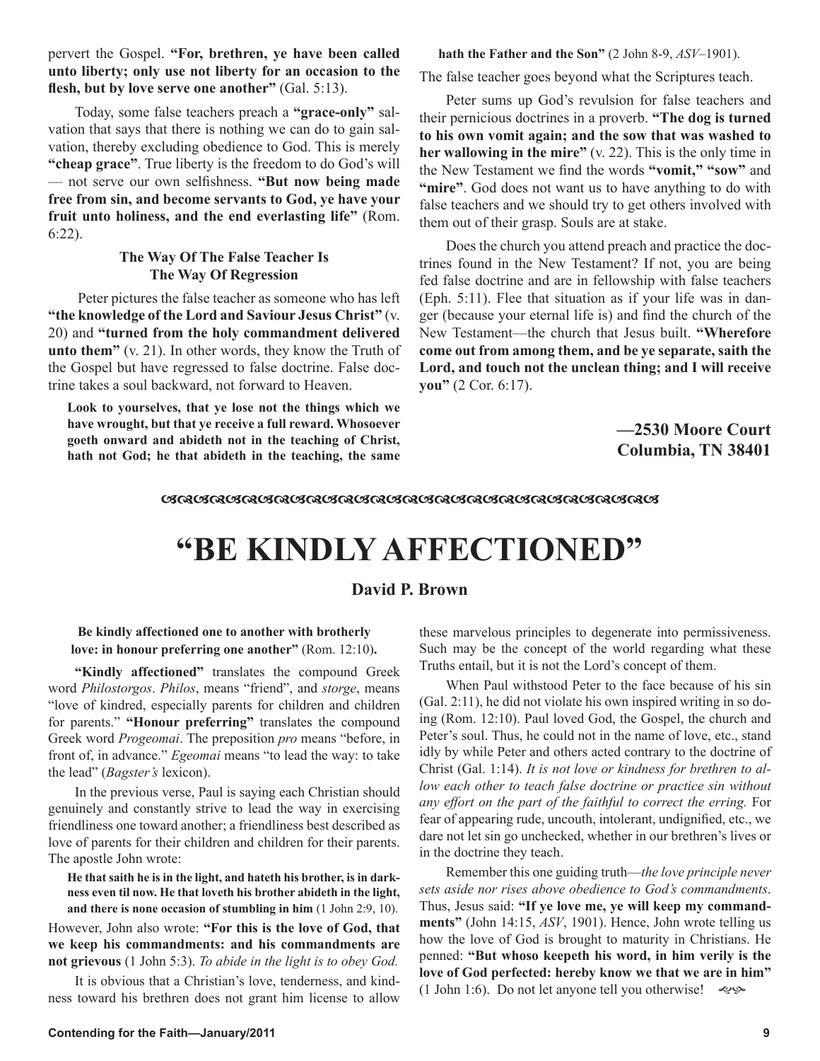pervert the Gospel. **"For, brethren, ye have been called unto liberty; only use not liberty for an occasion to the flesh, but by love serve one another"** (Gal. 5:13).

Today, some false teachers preach a **"grace-only"** salvation that says that there is nothing we can do to gain salvation, thereby excluding obedience to God. This is merely **"cheap grace"**. True liberty is the freedom to do God's will — not serve our own selfishness. **"But now being made free from sin, and become servants to God, ye have your fruit unto holiness, and the end everlasting life"** (Rom. 6:22).

### The Way Of The False Teacher Is The Way Of Regression

Peter pictures the false teacher as someone who has left **"the knowledge of the Lord and Saviour Jesus Christ"** (v. 20) and **"turned from the holy commandment delivered unto them"** (v. 21). In other words, they know the Truth of the Gospel but have regressed to false doctrine. False doctrine takes a soul backward, not forward to Heaven.

> **Look to yourselves, that ye lose not the things which we have wrought, but that ye receive a full reward. Whosoever goeth onward and abideth not in the teaching of Christ, hath not God; he that abideth in the teaching, the same hath the Father and the Son"** (2 John 8-9, *ASV*–1901).

The false teacher goes beyond what the Scriptures teach.

Peter sums up God's revulsion for false teachers and their pernicious doctrines in a proverb. **"The dog is turned to his own vomit again; and the sow that was washed to her wallowing in the mire"** (v. 22). This is the only time in the New Testament we find the words **"vomit," "sow"** and **"mire"**. God does not want us to have anything to do with false teachers and we should try to get others involved with them out of their grasp. Souls are at stake.

Does the church you attend preach and practice the doctrines found in the New Testament? If not, you are being fed false doctrine and are in fellowship with false teachers (Eph. 5:11). Flee that situation as if your life was in danger (because your eternal life is) and find the church of the New Testament—the church that Jesus built. **"Wherefore come out from among them, and be ye separate, saith the Lord, and touch not the unclean thing; and I will receive you"** (2 Cor. 6:17).

**—2530 Moore Court**
**Columbia, TN 38401**

# "BE KINDLY AFFECTIONED"

**David P. Brown**

> **Be kindly affectioned one to another with brotherly love: in honour preferring one another"** (Rom. 12:10)**.**

**"Kindly affectioned"** translates the compound Greek word *Philostorgos*. *Philos*, means "friend", and *storge*, means "love of kindred, especially parents for children and children for parents." **"Honour preferring"** translates the compound Greek word *Progeomai*. The preposition *pro* means "before, in front of, in advance." *Egeomai* means "to lead the way: to take the lead" (*Bagster's* lexicon).

In the previous verse, Paul is saying each Christian should genuinely and constantly strive to lead the way in exercising friendliness one toward another; a friendliness best described as love of parents for their children and children for their parents. The apostle John wrote:

> **He that saith he is in the light, and hateth his brother, is in darkness even til now. He that loveth his brother abideth in the light, and there is none occasion of stumbling in him** (1 John 2:9, 10).

However, John also wrote: **"For this is the love of God, that we keep his commandments: and his commandments are not grievous** (1 John 5:3). *To abide in the light is to obey God.*

It is obvious that a Christian's love, tenderness, and kindness toward his brethren does not grant him license to allow these marvelous principles to degenerate into permissiveness. Such may be the concept of the world regarding what these Truths entail, but it is not the Lord's concept of them.

When Paul withstood Peter to the face because of his sin (Gal. 2:11), he did not violate his own inspired writing in so doing (Rom. 12:10). Paul loved God, the Gospel, the church and Peter's soul. Thus, he could not in the name of love, etc., stand idly by while Peter and others acted contrary to the doctrine of Christ (Gal. 1:14). *It is not love or kindness for brethren to allow each other to teach false doctrine or practice sin without any effort on the part of the faithful to correct the erring.* For fear of appearing rude, uncouth, intolerant, undignified, etc., we dare not let sin go unchecked, whether in our brethren's lives or in the doctrine they teach.

Remember this one guiding truth—*the love principle never sets aside nor rises above obedience to God's commandments*. Thus, Jesus said: **"If ye love me, ye will keep my commandments"** (John 14:15, *ASV*, 1901). Hence, John wrote telling us how the love of God is brought to maturity in Christians. He penned: **"But whoso keepeth his word, in him verily is the love of God perfected: hereby know we that we are in him"** (1 John 1:6). Do not let anyone tell you otherwise!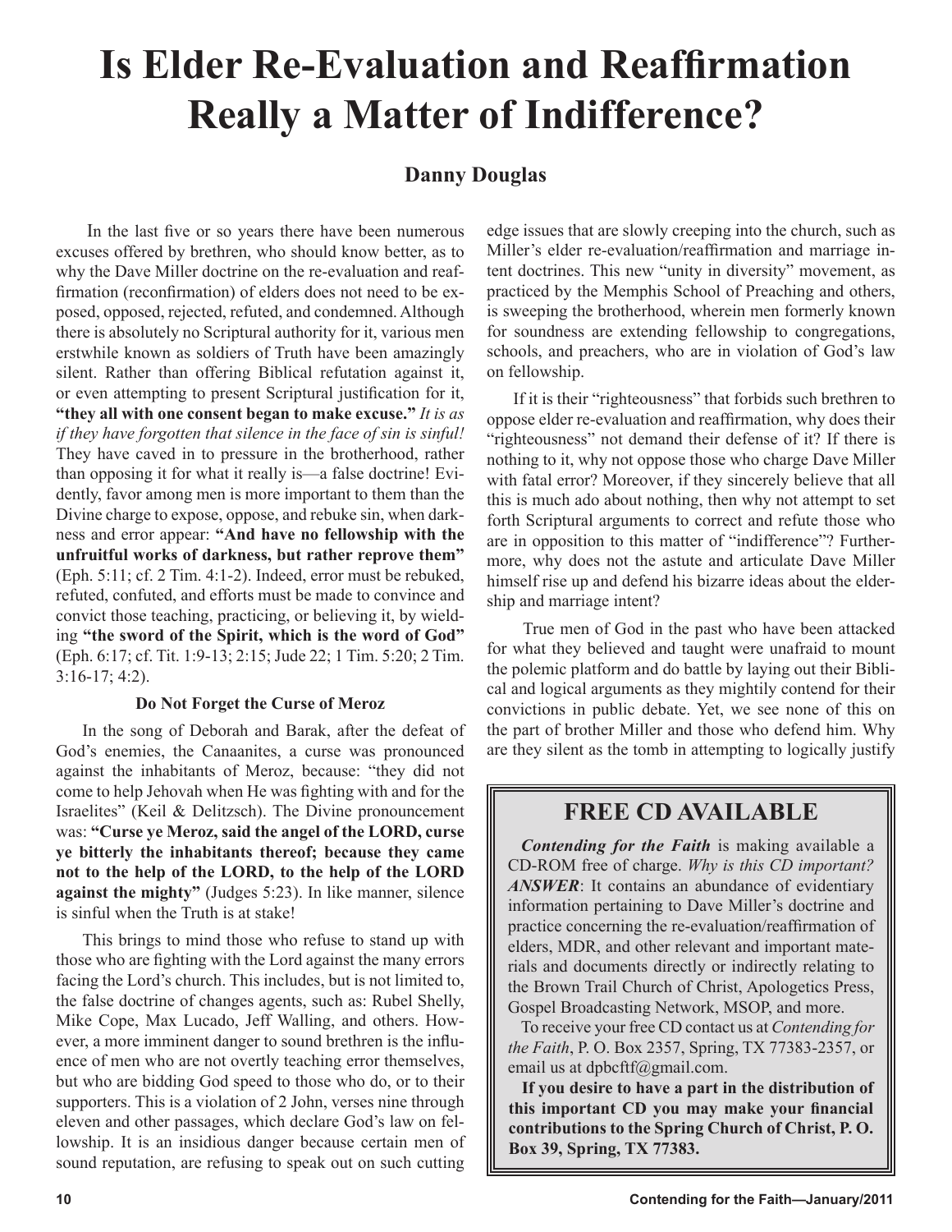# Is Elder Re-Evaluation and Reaffirmation Really a Matter of Indifference?

**Danny Douglas**

In the last five or so years there have been numerous excuses offered by brethren, who should know better, as to why the Dave Miller doctrine on the re-evaluation and reaffirmation (reconfirmation) of elders does not need to be exposed, opposed, rejected, refuted, and condemned. Although there is absolutely no Scriptural authority for it, various men erstwhile known as soldiers of Truth have been amazingly silent. Rather than offering Biblical refutation against it, or even attempting to present Scriptural justification for it, **"they all with one consent began to make excuse."** *It is as if they have forgotten that silence in the face of sin is sinful!* They have caved in to pressure in the brotherhood, rather than opposing it for what it really is—a false doctrine! Evidently, favor among men is more important to them than the Divine charge to expose, oppose, and rebuke sin, when darkness and error appear: **"And have no fellowship with the unfruitful works of darkness, but rather reprove them"** (Eph. 5:11; cf. 2 Tim. 4:1-2). Indeed, error must be rebuked, refuted, confuted, and efforts must be made to convince and convict those teaching, practicing, or believing it, by wielding **"the sword of the Spirit, which is the word of God"** (Eph. 6:17; cf. Tit. 1:9-13; 2:15; Jude 22; 1 Tim. 5:20; 2 Tim. 3:16-17; 4:2).

### Do Not Forget the Curse of Meroz

In the song of Deborah and Barak, after the defeat of God's enemies, the Canaanites, a curse was pronounced against the inhabitants of Meroz, because: "they did not come to help Jehovah when He was fighting with and for the Israelites" (Keil & Delitzsch). The Divine pronouncement was: **"Curse ye Meroz, said the angel of the LORD, curse ye bitterly the inhabitants thereof; because they came not to the help of the LORD, to the help of the LORD against the mighty"** (Judges 5:23). In like manner, silence is sinful when the Truth is at stake!

This brings to mind those who refuse to stand up with those who are fighting with the Lord against the many errors facing the Lord's church. This includes, but is not limited to, the false doctrine of changes agents, such as: Rubel Shelly, Mike Cope, Max Lucado, Jeff Walling, and others. However, a more imminent danger to sound brethren is the influence of men who are not overtly teaching error themselves, but who are bidding God speed to those who do, or to their supporters. This is a violation of 2 John, verses nine through eleven and other passages, which declare God's law on fellowship. It is an insidious danger because certain men of sound reputation, are refusing to speak out on such cutting edge issues that are slowly creeping into the church, such as Miller's elder re-evaluation/reaffirmation and marriage intent doctrines. This new "unity in diversity" movement, as practiced by the Memphis School of Preaching and others, is sweeping the brotherhood, wherein men formerly known for soundness are extending fellowship to congregations, schools, and preachers, who are in violation of God's law on fellowship.

If it is their "righteousness" that forbids such brethren to oppose elder re-evaluation and reaffirmation, why does their "righteousness" not demand their defense of it? If there is nothing to it, why not oppose those who charge Dave Miller with fatal error? Moreover, if they sincerely believe that all this is much ado about nothing, then why not attempt to set forth Scriptural arguments to correct and refute those who are in opposition to this matter of "indifference"? Furthermore, why does not the astute and articulate Dave Miller himself rise up and defend his bizarre ideas about the eldership and marriage intent?

True men of God in the past who have been attacked for what they believed and taught were unafraid to mount the polemic platform and do battle by laying out their Biblical and logical arguments as they mightily contend for their convictions in public debate. Yet, we see none of this on the part of brother Miller and those who defend him. Why are they silent as the tomb in attempting to logically justify

---

## FREE CD AVAILABLE

***Contending for the Faith*** is making available a CD-ROM free of charge. *Why is this CD important?* ***ANSWER***: It contains an abundance of evidentiary information pertaining to Dave Miller's doctrine and practice concerning the re-evaluation/reaffirmation of elders, MDR, and other relevant and important materials and documents directly or indirectly relating to the Brown Trail Church of Christ, Apologetics Press, Gospel Broadcasting Network, MSOP, and more.

To receive your free CD contact us at *Contending for the Faith*, P. O. Box 2357, Spring, TX 77383-2357, or email us at dpbcftf@gmail.com.

**If you desire to have a part in the distribution of this important CD you may make your financial contributions to the Spring Church of Christ, P. O. Box 39, Spring, TX 77383.**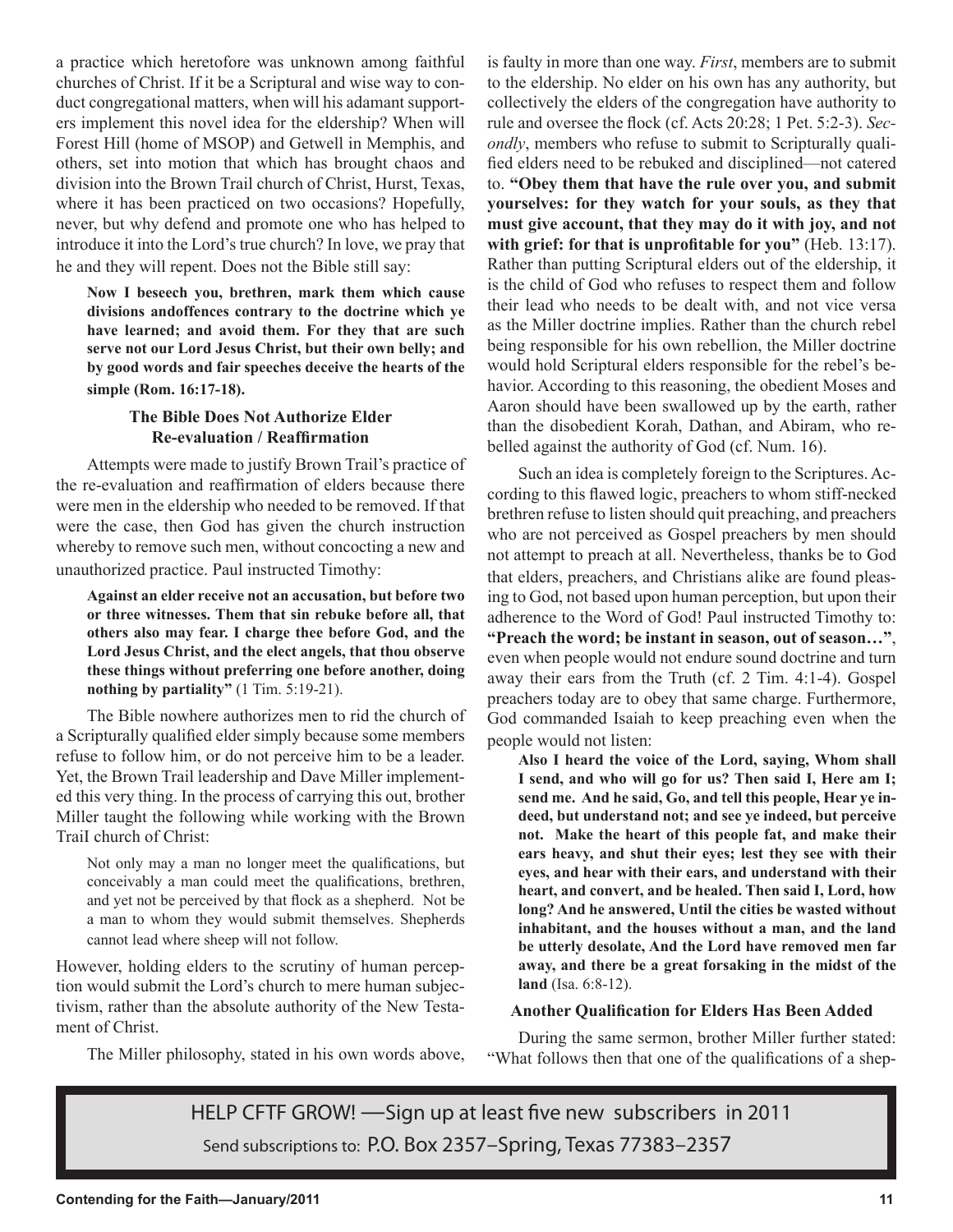a practice which heretofore was unknown among faithful churches of Christ. If it be a Scriptural and wise way to conduct congregational matters, when will his adamant supporters implement this novel idea for the eldership? When will Forest Hill (home of MSOP) and Getwell in Memphis, and others, set into motion that which has brought chaos and division into the Brown Trail church of Christ, Hurst, Texas, where it has been practiced on two occasions? Hopefully, never, but why defend and promote one who has helped to introduce it into the Lord's true church? In love, we pray that he and they will repent. Does not the Bible still say:

> **Now I beseech you, brethren, mark them which cause divisions andoffences contrary to the doctrine which ye have learned; and avoid them. For they that are such serve not our Lord Jesus Christ, but their own belly; and by good words and fair speeches deceive the hearts of the simple (Rom. 16:17-18).**

### The Bible Does Not Authorize Elder Re-evaluation / Reaffirmation

Attempts were made to justify Brown Trail's practice of the re-evaluation and reaffirmation of elders because there were men in the eldership who needed to be removed. If that were the case, then God has given the church instruction whereby to remove such men, without concocting a new and unauthorized practice. Paul instructed Timothy:

> **Against an elder receive not an accusation, but before two or three witnesses. Them that sin rebuke before all, that others also may fear. I charge thee before God, and the Lord Jesus Christ, and the elect angels, that thou observe these things without preferring one before another, doing nothing by partiality"** (1 Tim. 5:19-21).

The Bible nowhere authorizes men to rid the church of a Scripturally qualified elder simply because some members refuse to follow him, or do not perceive him to be a leader. Yet, the Brown Trail leadership and Dave Miller implemented this very thing. In the process of carrying this out, brother Miller taught the following while working with the Brown TraiI church of Christ:

> Not only may a man no longer meet the qualifications, but conceivably a man could meet the qualifications, brethren, and yet not be perceived by that flock as a shepherd. Not be a man to whom they would submit themselves. Shepherds cannot lead where sheep will not follow.

However, holding elders to the scrutiny of human perception would submit the Lord's church to mere human subjectivism, rather than the absolute authority of the New Testament of Christ.

The Miller philosophy, stated in his own words above, is faulty in more than one way. *First*, members are to submit to the eldership. No elder on his own has any authority, but collectively the elders of the congregation have authority to rule and oversee the flock (cf. Acts 20:28; 1 Pet. 5:2-3). *Secondly*, members who refuse to submit to Scripturally qualified elders need to be rebuked and disciplined—not catered to. **"Obey them that have the rule over you, and submit yourselves: for they watch for your souls, as they that must give account, that they may do it with joy, and not with grief: for that is unprofitable for you"** (Heb. 13:17). Rather than putting Scriptural elders out of the eldership, it is the child of God who refuses to respect them and follow their lead who needs to be dealt with, and not vice versa as the Miller doctrine implies. Rather than the church rebel being responsible for his own rebellion, the Miller doctrine would hold Scriptural elders responsible for the rebel's behavior. According to this reasoning, the obedient Moses and Aaron should have been swallowed up by the earth, rather than the disobedient Korah, Dathan, and Abiram, who rebelled against the authority of God (cf. Num. 16).

Such an idea is completely foreign to the Scriptures. According to this flawed logic, preachers to whom stiff-necked brethren refuse to listen should quit preaching, and preachers who are not perceived as Gospel preachers by men should not attempt to preach at all. Nevertheless, thanks be to God that elders, preachers, and Christians alike are found pleasing to God, not based upon human perception, but upon their adherence to the Word of God! Paul instructed Timothy to: **"Preach the word; be instant in season, out of season…"**, even when people would not endure sound doctrine and turn away their ears from the Truth (cf. 2 Tim. 4:1-4). Gospel preachers today are to obey that same charge. Furthermore, God commanded Isaiah to keep preaching even when the people would not listen:

> **Also I heard the voice of the Lord, saying, Whom shall I send, and who will go for us? Then said I, Here am I; send me. And he said, Go, and tell this people, Hear ye indeed, but understand not; and see ye indeed, but perceive not. Make the heart of this people fat, and make their ears heavy, and shut their eyes; lest they see with their eyes, and hear with their ears, and understand with their heart, and convert, and be healed. Then said I, Lord, how long? And he answered, Until the cities be wasted without inhabitant, and the houses without a man, and the land be utterly desolate, And the Lord have removed men far away, and there be a great forsaking in the midst of the land** (Isa. 6:8-12).

### Another Qualification for Elders Has Been Added

During the same sermon, brother Miller further stated: "What follows then that one of the qualifications of a shep-

HELP CFTF GROW! —Sign up at least five new subscribers in 2011

Send subscriptions to: P.O. Box 2357–Spring, Texas 77383–2357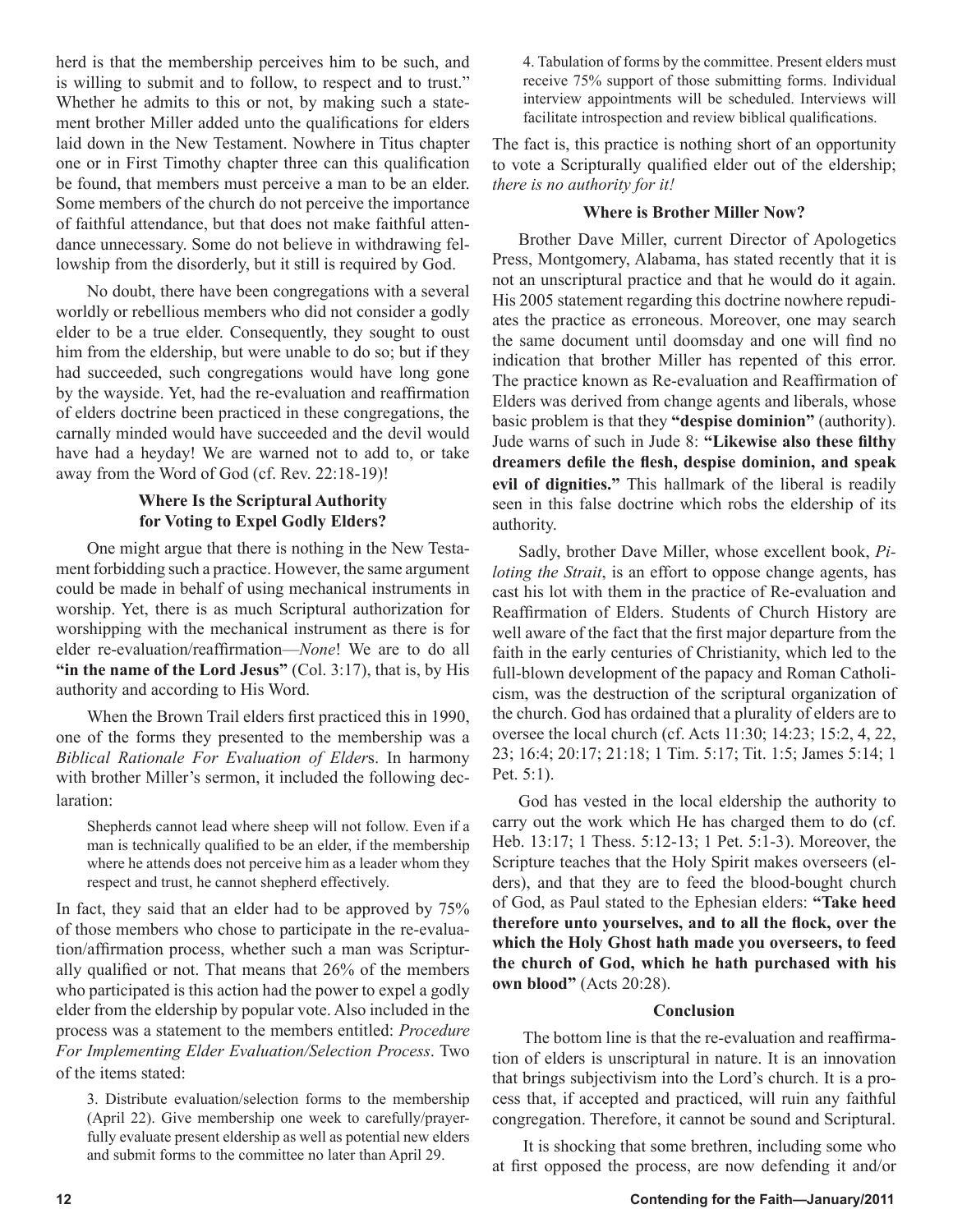herd is that the membership perceives him to be such, and is willing to submit and to follow, to respect and to trust." Whether he admits to this or not, by making such a statement brother Miller added unto the qualifications for elders laid down in the New Testament. Nowhere in Titus chapter one or in First Timothy chapter three can this qualification be found, that members must perceive a man to be an elder. Some members of the church do not perceive the importance of faithful attendance, but that does not make faithful attendance unnecessary. Some do not believe in withdrawing fellowship from the disorderly, but it still is required by God.

No doubt, there have been congregations with a several worldly or rebellious members who did not consider a godly elder to be a true elder. Consequently, they sought to oust him from the eldership, but were unable to do so; but if they had succeeded, such congregations would have long gone by the wayside. Yet, had the re-evaluation and reaffirmation of elders doctrine been practiced in these congregations, the carnally minded would have succeeded and the devil would have had a heyday! We are warned not to add to, or take away from the Word of God (cf. Rev. 22:18-19)!

### Where Is the Scriptural Authority for Voting to Expel Godly Elders?

One might argue that there is nothing in the New Testament forbidding such a practice. However, the same argument could be made in behalf of using mechanical instruments in worship. Yet, there is as much Scriptural authorization for worshipping with the mechanical instrument as there is for elder re-evaluation/reaffirmation—*None*! We are to do all **"in the name of the Lord Jesus"** (Col. 3:17), that is, by His authority and according to His Word.

When the Brown Trail elders first practiced this in 1990, one of the forms they presented to the membership was a *Biblical Rationale For Evaluation of Elder*s. In harmony with brother Miller's sermon, it included the following declaration:

> Shepherds cannot lead where sheep will not follow. Even if a man is technically qualified to be an elder, if the membership where he attends does not perceive him as a leader whom they respect and trust, he cannot shepherd effectively.

In fact, they said that an elder had to be approved by 75% of those members who chose to participate in the re-evaluation/affirmation process, whether such a man was Scripturally qualified or not. That means that 26% of the members who participated is this action had the power to expel a godly elder from the eldership by popular vote. Also included in the process was a statement to the members entitled: *Procedure For Implementing Elder Evaluation/Selection Process*. Two of the items stated:

> 3. Distribute evaluation/selection forms to the membership (April 22). Give membership one week to carefully/prayerfully evaluate present eldership as well as potential new elders and submit forms to the committee no later than April 29.
>
> 4. Tabulation of forms by the committee. Present elders must receive 75% support of those submitting forms. Individual interview appointments will be scheduled. Interviews will facilitate introspection and review biblical qualifications.

The fact is, this practice is nothing short of an opportunity to vote a Scripturally qualified elder out of the eldership; *there is no authority for it!*

### Where is Brother Miller Now?

Brother Dave Miller, current Director of Apologetics Press, Montgomery, Alabama, has stated recently that it is not an unscriptural practice and that he would do it again. His 2005 statement regarding this doctrine nowhere repudiates the practice as erroneous. Moreover, one may search the same document until doomsday and one will find no indication that brother Miller has repented of this error. The practice known as Re-evaluation and Reaffirmation of Elders was derived from change agents and liberals, whose basic problem is that they **"despise dominion"** (authority). Jude warns of such in Jude 8: **"Likewise also these filthy dreamers defile the flesh, despise dominion, and speak evil of dignities."** This hallmark of the liberal is readily seen in this false doctrine which robs the eldership of its authority.

Sadly, brother Dave Miller, whose excellent book, *Piloting the Strait*, is an effort to oppose change agents, has cast his lot with them in the practice of Re-evaluation and Reaffirmation of Elders. Students of Church History are well aware of the fact that the first major departure from the faith in the early centuries of Christianity, which led to the full-blown development of the papacy and Roman Catholicism, was the destruction of the scriptural organization of the church. God has ordained that a plurality of elders are to oversee the local church (cf. Acts 11:30; 14:23; 15:2, 4, 22, 23; 16:4; 20:17; 21:18; 1 Tim. 5:17; Tit. 1:5; James 5:14; 1 Pet. 5:1).

God has vested in the local eldership the authority to carry out the work which He has charged them to do (cf. Heb. 13:17; 1 Thess. 5:12-13; 1 Pet. 5:1-3). Moreover, the Scripture teaches that the Holy Spirit makes overseers (elders), and that they are to feed the blood-bought church of God, as Paul stated to the Ephesian elders: **"Take heed therefore unto yourselves, and to all the flock, over the which the Holy Ghost hath made you overseers, to feed the church of God, which he hath purchased with his own blood"** (Acts 20:28).

### Conclusion

The bottom line is that the re-evaluation and reaffirmation of elders is unscriptural in nature. It is an innovation that brings subjectivism into the Lord's church. It is a process that, if accepted and practiced, will ruin any faithful congregation. Therefore, it cannot be sound and Scriptural.

It is shocking that some brethren, including some who at first opposed the process, are now defending it and/or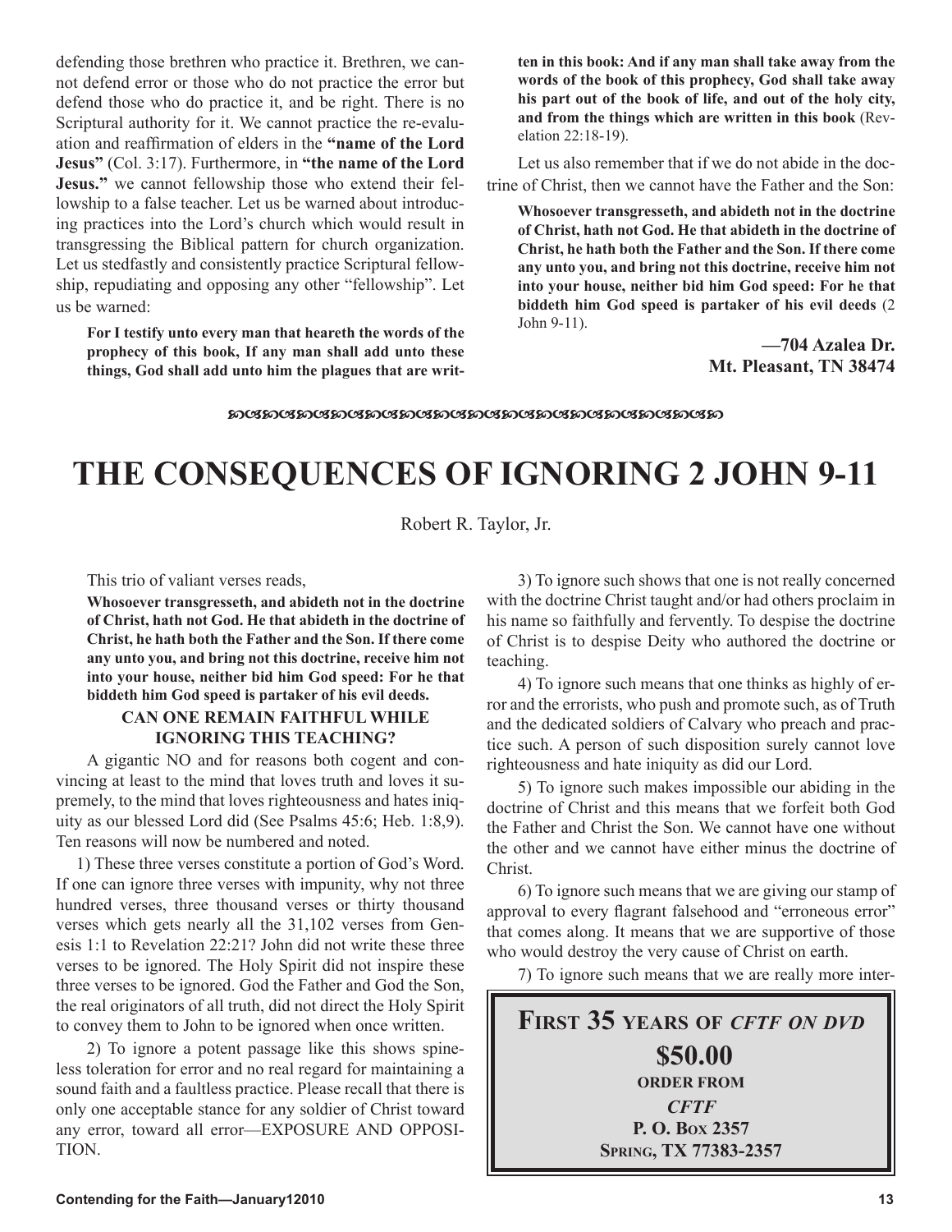defending those brethren who practice it. Brethren, we cannot defend error or those who do not practice the error but defend those who do practice it, and be right. There is no Scriptural authority for it. We cannot practice the re-evaluation and reaffirmation of elders in the **"name of the Lord Jesus"** (Col. 3:17). Furthermore, in **"the name of the Lord Jesus."** we cannot fellowship those who extend their fellowship to a false teacher. Let us be warned about introducing practices into the Lord's church which would result in transgressing the Biblical pattern for church organization. Let us stedfastly and consistently practice Scriptural fellowship, repudiating and opposing any other "fellowship". Let us be warned:

> **For I testify unto every man that heareth the words of the prophecy of this book, If any man shall add unto these things, God shall add unto him the plagues that are written in this book: And if any man shall take away from the words of the book of this prophecy, God shall take away his part out of the book of life, and out of the holy city, and from the things which are written in this book** (Revelation 22:18-19).

Let us also remember that if we do not abide in the doctrine of Christ, then we cannot have the Father and the Son:

> **Whosoever transgresseth, and abideth not in the doctrine of Christ, hath not God. He that abideth in the doctrine of Christ, he hath both the Father and the Son. If there come any unto you, and bring not this doctrine, receive him not into your house, neither bid him God speed: For he that biddeth him God speed is partaker of his evil deeds** (2 John 9-11).

**—704 Azalea Dr.
Mt. Pleasant, TN 38474**

# THE CONSEQUENCES OF IGNORING 2 JOHN 9-11

Robert R. Taylor, Jr.

This trio of valiant verses reads,

> **Whosoever transgresseth, and abideth not in the doctrine of Christ, hath not God. He that abideth in the doctrine of Christ, he hath both the Father and the Son. If there come any unto you, and bring not this doctrine, receive him not into your house, neither bid him God speed: For he that biddeth him God speed is partaker of his evil deeds.**

### CAN ONE REMAIN FAITHFUL WHILE IGNORING THIS TEACHING?

A gigantic NO and for reasons both cogent and convincing at least to the mind that loves truth and loves it supremely, to the mind that loves righteousness and hates iniquity as our blessed Lord did (See Psalms 45:6; Heb. 1:8,9). Ten reasons will now be numbered and noted.

1) These three verses constitute a portion of God's Word. If one can ignore three verses with impunity, why not three hundred verses, three thousand verses or thirty thousand verses which gets nearly all the 31,102 verses from Genesis 1:1 to Revelation 22:21? John did not write these three verses to be ignored. The Holy Spirit did not inspire these three verses to be ignored. God the Father and God the Son, the real originators of all truth, did not direct the Holy Spirit to convey them to John to be ignored when once written.

2) To ignore a potent passage like this shows spineless toleration for error and no real regard for maintaining a sound faith and a faultless practice. Please recall that there is only one acceptable stance for any soldier of Christ toward any error, toward all error—EXPOSURE AND OPPOSITION.

3) To ignore such shows that one is not really concerned with the doctrine Christ taught and/or had others proclaim in his name so faithfully and fervently. To despise the doctrine of Christ is to despise Deity who authored the doctrine or teaching.

4) To ignore such means that one thinks as highly of error and the errorists, who push and promote such, as of Truth and the dedicated soldiers of Calvary who preach and practice such. A person of such disposition surely cannot love righteousness and hate iniquity as did our Lord.

5) To ignore such makes impossible our abiding in the doctrine of Christ and this means that we forfeit both God the Father and Christ the Son. We cannot have one without the other and we cannot have either minus the doctrine of Christ.

6) To ignore such means that we are giving our stamp of approval to every flagrant falsehood and "erroneous error" that comes along. It means that we are supportive of those who would destroy the very cause of Christ on earth.

7) To ignore such means that we are really more inter-

**FIRST 35 YEARS OF *CFTF ON DVD***
**$50.00**
**ORDER FROM**
***CFTF***
**P. O. BOX 2357**
**SPRING, TX 77383-2357**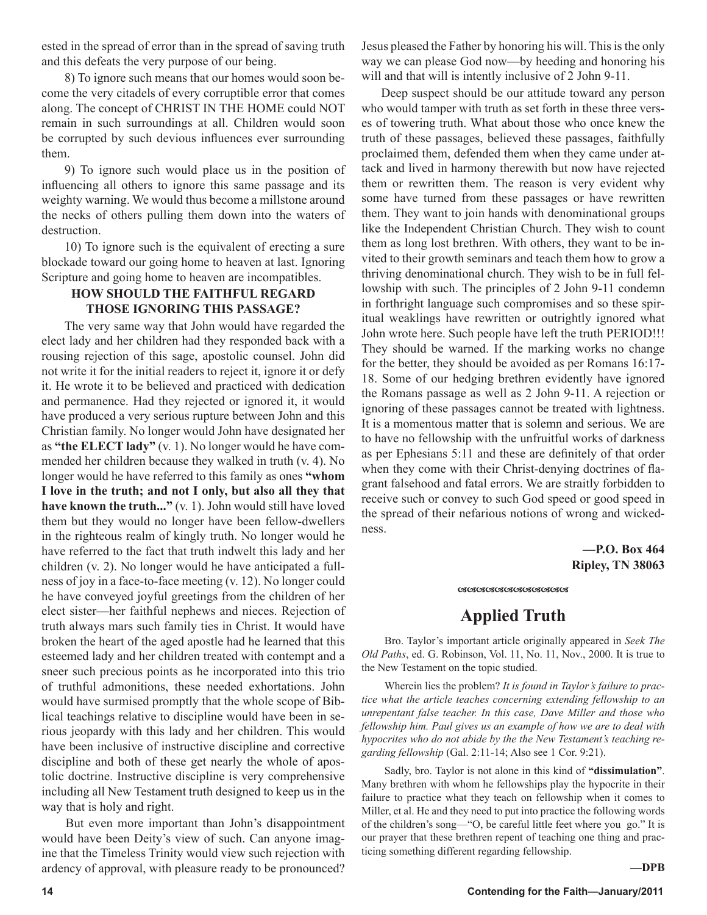ested in the spread of error than in the spread of saving truth and this defeats the very purpose of our being.

8) To ignore such means that our homes would soon become the very citadels of every corruptible error that comes along. The concept of CHRIST IN THE HOME could NOT remain in such surroundings at all. Children would soon be corrupted by such devious influences ever surrounding them.

9) To ignore such would place us in the position of influencing all others to ignore this same passage and its weighty warning. We would thus become a millstone around the necks of others pulling them down into the waters of destruction.

10) To ignore such is the equivalent of erecting a sure blockade toward our going home to heaven at last. Ignoring Scripture and going home to heaven are incompatibles.

### HOW SHOULD THE FAITHFUL REGARD THOSE IGNORING THIS PASSAGE?

The very same way that John would have regarded the elect lady and her children had they responded back with a rousing rejection of this sage, apostolic counsel. John did not write it for the initial readers to reject it, ignore it or defy it. He wrote it to be believed and practiced with dedication and permanence. Had they rejected or ignored it, it would have produced a very serious rupture between John and this Christian family. No longer would John have designated her as **"the ELECT lady"** (v. 1). No longer would he have commended her children because they walked in truth (v. 4). No longer would he have referred to this family as ones **"whom I love in the truth; and not I only, but also all they that have known the truth..."** (v. 1). John would still have loved them but they would no longer have been fellow-dwellers in the righteous realm of kingly truth. No longer would he have referred to the fact that truth indwelt this lady and her children (v. 2). No longer would he have anticipated a fullness of joy in a face-to-face meeting (v. 12). No longer could he have conveyed joyful greetings from the children of her elect sister—her faithful nephews and nieces. Rejection of truth always mars such family ties in Christ. It would have broken the heart of the aged apostle had he learned that this esteemed lady and her children treated with contempt and a sneer such precious points as he incorporated into this trio of truthful admonitions, these needed exhortations. John would have surmised promptly that the whole scope of Biblical teachings relative to discipline would have been in serious jeopardy with this lady and her children. This would have been inclusive of instructive discipline and corrective discipline and both of these get nearly the whole of apostolic doctrine. Instructive discipline is very comprehensive including all New Testament truth designed to keep us in the way that is holy and right.

But even more important than John's disappointment would have been Deity's view of such. Can anyone imagine that the Timeless Trinity would view such rejection with ardency of approval, with pleasure ready to be pronounced? Jesus pleased the Father by honoring his will. This is the only way we can please God now—by heeding and honoring his will and that will is intently inclusive of 2 John 9-11.

Deep suspect should be our attitude toward any person who would tamper with truth as set forth in these three verses of towering truth. What about those who once knew the truth of these passages, believed these passages, faithfully proclaimed them, defended them when they came under attack and lived in harmony therewith but now have rejected them or rewritten them. The reason is very evident why some have turned from these passages or have rewritten them. They want to join hands with denominational groups like the Independent Christian Church. They wish to count them as long lost brethren. With others, they want to be invited to their growth seminars and teach them how to grow a thriving denominational church. They wish to be in full fellowship with such. The principles of 2 John 9-11 condemn in forthright language such compromises and so these spiritual weaklings have rewritten or outrightly ignored what John wrote here. Such people have left the truth PERIOD!!! They should be warned. If the marking works no change for the better, they should be avoided as per Romans 16:17-18. Some of our hedging brethren evidently have ignored the Romans passage as well as 2 John 9-11. A rejection or ignoring of these passages cannot be treated with lightness. It is a momentous matter that is solemn and serious. We are to have no fellowship with the unfruitful works of darkness as per Ephesians 5:11 and these are definitely of that order when they come with their Christ-denying doctrines of flagrant falsehood and fatal errors. We are straitly forbidden to receive such or convey to such God speed or good speed in the spread of their nefarious notions of wrong and wickedness.

**—P.O. Box 464**
**Ripley, TN 38063**

## Applied Truth

Bro. Taylor's important article originally appeared in *Seek The Old Paths*, ed. G. Robinson, Vol. 11, No. 11, Nov., 2000. It is true to the New Testament on the topic studied.

Wherein lies the problem? *It is found in Taylor's failure to practice what the article teaches concerning extending fellowship to an unrepentant false teacher. In this case, Dave Miller and those who fellowship him. Paul gives us an example of how we are to deal with hypocrites who do not abide by the the New Testament's teaching regarding fellowship* (Gal. 2:11-14; Also see 1 Cor. 9:21).

Sadly, bro. Taylor is not alone in this kind of **"dissimulation"**. Many brethren with whom he fellowships play the hypocrite in their failure to practice what they teach on fellowship when it comes to Miller, et al. He and they need to put into practice the following words of the children's song—"O, be careful little feet where you go." It is our prayer that these brethren repent of teaching one thing and practicing something different regarding fellowship.

**—DPB**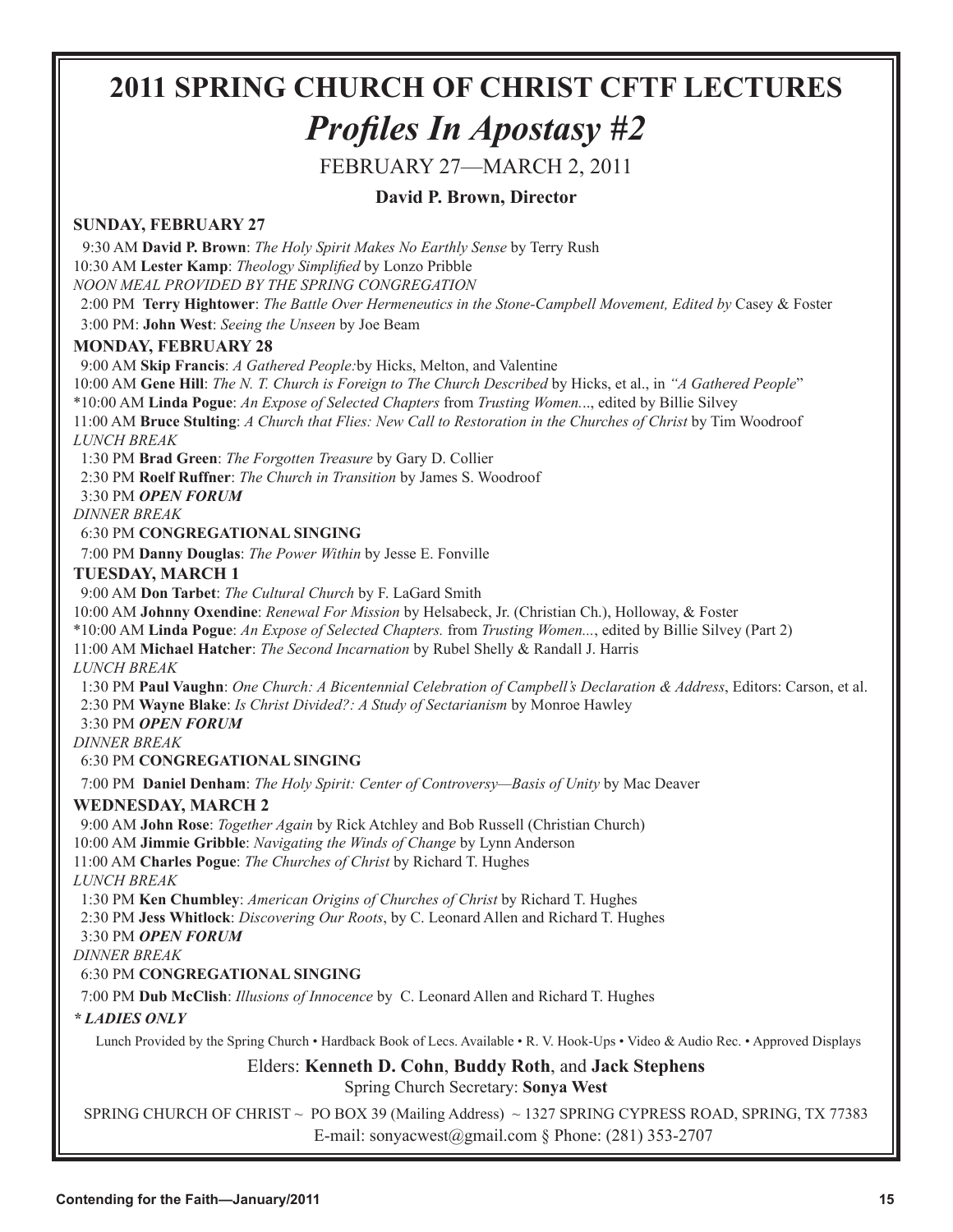# 2011 SPRING CHURCH OF CHRIST CFTF LECTURES

## *Profiles In Apostasy #2*

FEBRUARY 27—MARCH 2, 2011

**David P. Brown, Director**

### SUNDAY, FEBRUARY 27

9:30 AM **David P. Brown**: *The Holy Spirit Makes No Earthly Sense* by Terry Rush
10:30 AM **Lester Kamp**: *Theology Simplified* by Lonzo Pribble
*NOON MEAL PROVIDED BY THE SPRING CONGREGATION*
2:00 PM **Terry Hightower**: *The Battle Over Hermeneutics in the Stone-Campbell Movement, Edited by* Casey & Foster
3:00 PM: **John West**: *Seeing the Unseen* by Joe Beam

### MONDAY, FEBRUARY 28

9:00 AM **Skip Francis**: *A Gathered People:*by Hicks, Melton, and Valentine
10:00 AM **Gene Hill**: *The N. T. Church is Foreign to The Church Described* by Hicks, et al., in *"A Gathered People*"
*10:00 AM **Linda Pogue**: *An Expose of Selected Chapters* from *Trusting Women...*, edited by Billie Silvey
11:00 AM **Bruce Stulting**: *A Church that Flies: New Call to Restoration in the Churches of Christ* by Tim Woodroof
*LUNCH BREAK*
1:30 PM **Brad Green**: *The Forgotten Treasure* by Gary D. Collier
2:30 PM **Roelf Ruffner**: *The Church in Transition* by James S. Woodroof
3:30 PM ***OPEN FORUM***
*DINNER BREAK*
6:30 PM **CONGREGATIONAL SINGING**
7:00 PM **Danny Douglas**: *The Power Within* by Jesse E. Fonville

### TUESDAY, MARCH 1

9:00 AM **Don Tarbet**: *The Cultural Church* by F. LaGard Smith
10:00 AM **Johnny Oxendine**: *Renewal For Mission* by Helsabeck, Jr. (Christian Ch.), Holloway, & Foster
*10:00 AM **Linda Pogue**: *An Expose of Selected Chapters.* from *Trusting Women...*, edited by Billie Silvey (Part 2)
11:00 AM **Michael Hatcher**: *The Second Incarnation* by Rubel Shelly & Randall J. Harris
*LUNCH BREAK*
1:30 PM **Paul Vaughn**: *One Church: A Bicentennial Celebration of Campbell's Declaration & Address*, Editors: Carson, et al.
2:30 PM **Wayne Blake**: *Is Christ Divided?: A Study of Sectarianism* by Monroe Hawley
3:30 PM ***OPEN FORUM***
*DINNER BREAK*
6:30 PM **CONGREGATIONAL SINGING**
7:00 PM **Daniel Denham**: *The Holy Spirit: Center of Controversy—Basis of Unity* by Mac Deaver

### WEDNESDAY, MARCH 2

9:00 AM **John Rose**: *Together Again* by Rick Atchley and Bob Russell (Christian Church)
10:00 AM **Jimmie Gribble**: *Navigating the Winds of Change* by Lynn Anderson
11:00 AM **Charles Pogue**: *The Churches of Christ* by Richard T. Hughes
*LUNCH BREAK*
1:30 PM **Ken Chumbley**: *American Origins of Churches of Christ* by Richard T. Hughes
2:30 PM **Jess Whitlock**: *Discovering Our Roots*, by C. Leonard Allen and Richard T. Hughes
3:30 PM ***OPEN FORUM***
*DINNER BREAK*
6:30 PM **CONGREGATIONAL SINGING**
7:00 PM **Dub McClish**: *Illusions of Innocence* by C. Leonard Allen and Richard T. Hughes

***\* LADIES ONLY***

Lunch Provided by the Spring Church • Hardback Book of Lecs. Available • R. V. Hook-Ups • Video & Audio Rec. • Approved Displays

Elders: **Kenneth D. Cohn**, **Buddy Roth**, and **Jack Stephens**
Spring Church Secretary: **Sonya West**

SPRING CHURCH OF CHRIST ~ PO BOX 39 (Mailing Address) ~ 1327 SPRING CYPRESS ROAD, SPRING, TX 77383
E-mail: sonyacwest@gmail.com § Phone: (281) 353-2707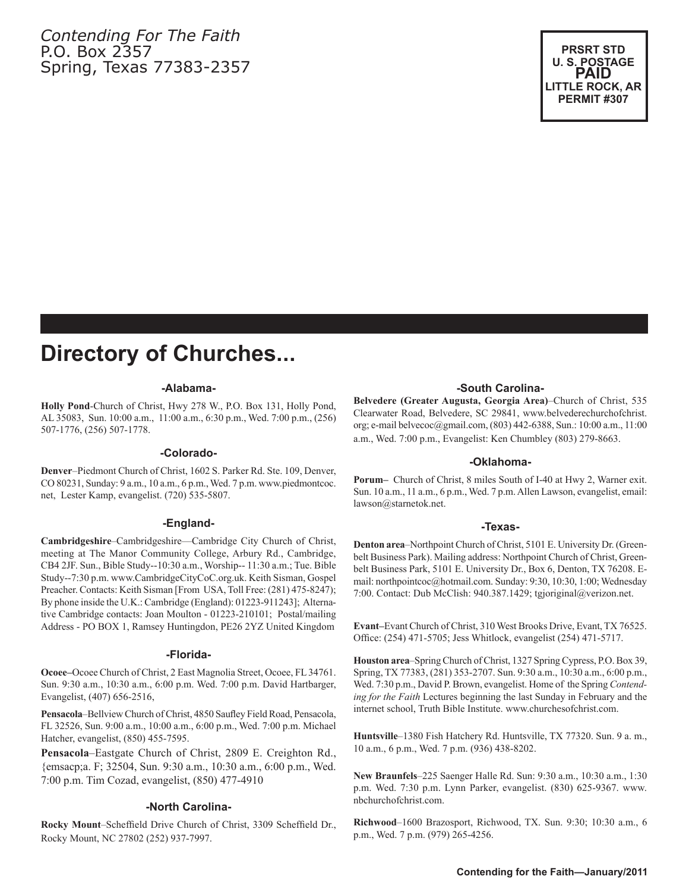*Contending For The Faith*
P.O. Box 2357
Spring, Texas 77383-2357

PRSRT STD
U. S. POSTAGE
PAID
LITTLE ROCK, AR
PERMIT #307

# Directory of Churches...

### -Alabama-

**Holly Pond**-Church of Christ, Hwy 278 W., P.O. Box 131, Holly Pond, AL 35083, Sun. 10:00 a.m., 11:00 a.m., 6:30 p.m., Wed. 7:00 p.m., (256) 507-1776, (256) 507-1778.

### -Colorado-

**Denver**–Piedmont Church of Christ, 1602 S. Parker Rd. Ste. 109, Denver, CO 80231, Sunday: 9 a.m., 10 a.m., 6 p.m., Wed. 7 p.m. www.piedmontcoc.net, Lester Kamp, evangelist. (720) 535-5807.

### -England-

**Cambridgeshire**–Cambridgeshire—Cambridge City Church of Christ, meeting at The Manor Community College, Arbury Rd., Cambridge, CB4 2JF. Sun., Bible Study--10:30 a.m., Worship-- 11:30 a.m.; Tue. Bible Study--7:30 p.m. www.CambridgeCityCoC.org.uk. Keith Sisman, Gospel Preacher. Contacts: Keith Sisman [From USA, Toll Free: (281) 475-8247); By phone inside the U.K.: Cambridge (England): 01223-911243]; Alternative Cambridge contacts: Joan Moulton - 01223-210101; Postal/mailing Address - PO BOX 1, Ramsey Huntingdon, PE26 2YZ United Kingdom

### -Florida-

**Ocoee–**Ocoee Church of Christ, 2 East Magnolia Street, Ocoee, FL 34761. Sun. 9:30 a.m., 10:30 a.m., 6:00 p.m. Wed. 7:00 p.m. David Hartbarger, Evangelist, (407) 656-2516,

**Pensacola**–Bellview Church of Christ, 4850 Saufley Field Road, Pensacola, FL 32526, Sun. 9:00 a.m., 10:00 a.m., 6:00 p.m., Wed. 7:00 p.m. Michael Hatcher, evangelist, (850) 455-7595.

**Pensacola**–Eastgate Church of Christ, 2809 E. Creighton Rd., {emsacp;a. F; 32504, Sun. 9:30 a.m., 10:30 a.m., 6:00 p.m., Wed. 7:00 p.m. Tim Cozad, evangelist, (850) 477-4910

### -North Carolina-

**Rocky Mount**–Scheffield Drive Church of Christ, 3309 Scheffield Dr., Rocky Mount, NC 27802 (252) 937-7997.

### -South Carolina-

**Belvedere (Greater Augusta, Georgia Area)**–Church of Christ, 535 Clearwater Road, Belvedere, SC 29841, www.belvederechurchofchrist.org; e-mail belvecoc@gmail.com, (803) 442-6388, Sun.: 10:00 a.m., 11:00 a.m., Wed. 7:00 p.m., Evangelist: Ken Chumbley (803) 279-8663.

### -Oklahoma-

**Porum–** Church of Christ, 8 miles South of I-40 at Hwy 2, Warner exit. Sun. 10 a.m., 11 a.m., 6 p.m., Wed. 7 p.m. Allen Lawson, evangelist, email: lawson@starnetok.net.

### -Texas-

**Denton area**–Northpoint Church of Christ, 5101 E. University Dr. (Greenbelt Business Park). Mailing address: Northpoint Church of Christ, Greenbelt Business Park, 5101 E. University Dr., Box 6, Denton, TX 76208. E-mail: northpointcoc@hotmail.com. Sunday: 9:30, 10:30, 1:00; Wednesday 7:00. Contact: Dub McClish: 940.387.1429; tgjoriginal@verizon.net.

**Evant–**Evant Church of Christ, 310 West Brooks Drive, Evant, TX 76525. Office: (254) 471-5705; Jess Whitlock, evangelist (254) 471-5717.

**Houston area**–Spring Church of Christ, 1327 Spring Cypress, P.O. Box 39, Spring, TX 77383, (281) 353-2707. Sun. 9:30 a.m., 10:30 a.m., 6:00 p.m., Wed. 7:30 p.m., David P. Brown, evangelist. Home of the Spring *Contending for the Faith* Lectures beginning the last Sunday in February and the internet school, Truth Bible Institute. www.churchesofchrist.com.

**Huntsville**–1380 Fish Hatchery Rd. Huntsville, TX 77320. Sun. 9 a. m., 10 a.m., 6 p.m., Wed. 7 p.m. (936) 438-8202.

**New Braunfels**–225 Saenger Halle Rd. Sun: 9:30 a.m., 10:30 a.m., 1:30 p.m. Wed. 7:30 p.m. Lynn Parker, evangelist. (830) 625-9367. www.nbchurchofchrist.com.

**Richwood**–1600 Brazosport, Richwood, TX. Sun. 9:30; 10:30 a.m., 6 p.m., Wed. 7 p.m. (979) 265-4256.